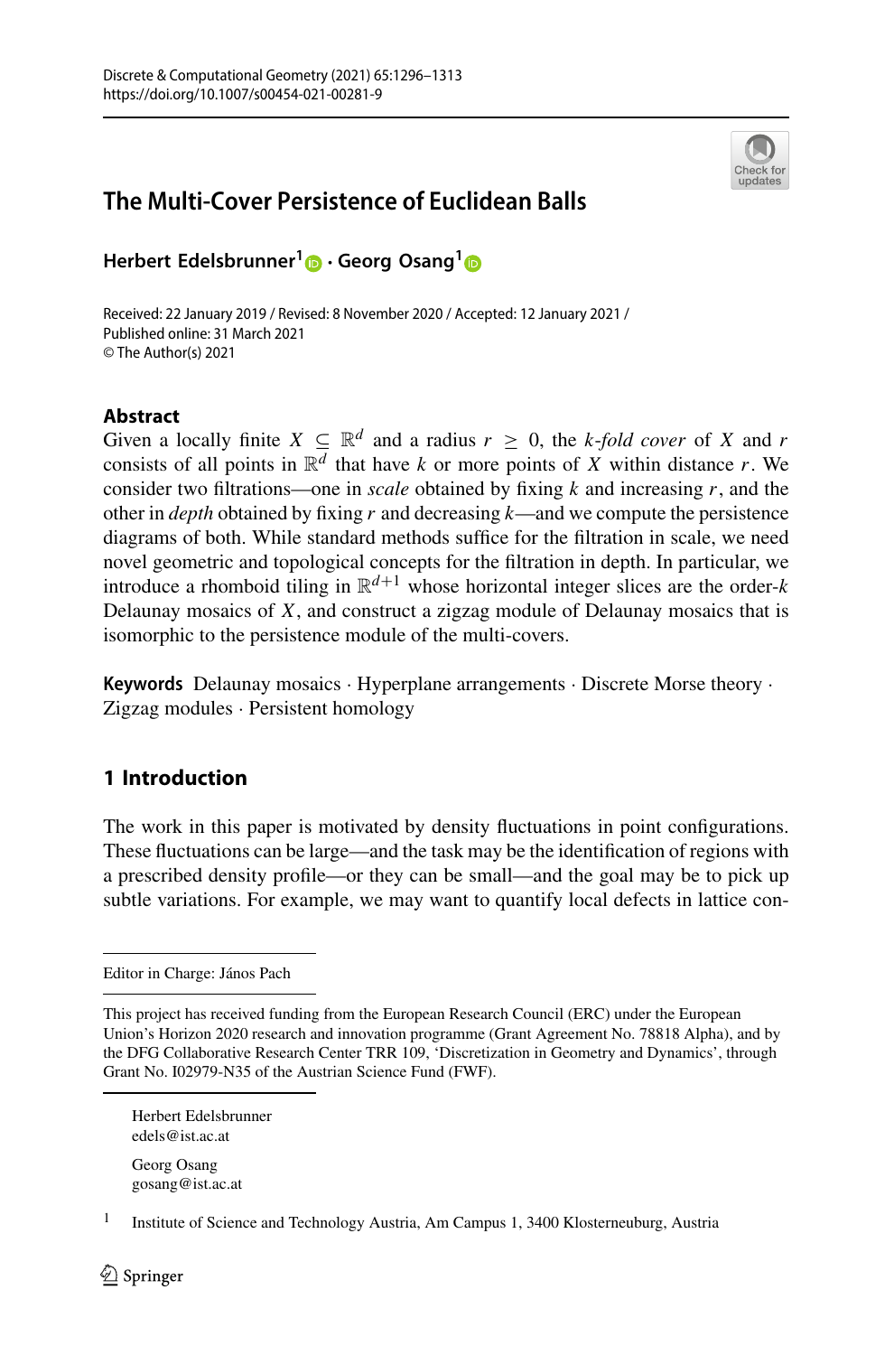# The Multi-Cover Persistence of Euclidean Balls

**Herbert Edelsbrunner**[1] **· Georg Osang**[1]

Received: 22 January 2019 / Revised: 8 November 2020 / Accepted: 12 January 2021 /
Published online: 31 March 2021
© The Author(s) 2021

## Abstract

Given a locally finite $X \subseteq \mathbb{R}^d$ and a radius $r \geq 0$, the *k-fold cover* of $X$ and $r$ consists of all points in $\mathbb{R}^d$ that have $k$ or more points of $X$ within distance $r$. We consider two filtrations—one in *scale* obtained by fixing $k$ and increasing $r$, and the other in *depth* obtained by fixing $r$ and decreasing $k$—and we compute the persistence diagrams of both. While standard methods suffice for the filtration in scale, we need novel geometric and topological concepts for the filtration in depth. In particular, we introduce a rhomboid tiling in $\mathbb{R}^{d+1}$ whose horizontal integer slices are the order-$k$ Delaunay mosaics of $X$, and construct a zigzag module of Delaunay mosaics that is isomorphic to the persistence module of the multi-covers.

**Keywords** Delaunay mosaics · Hyperplane arrangements · Discrete Morse theory · Zigzag modules · Persistent homology

## 1 Introduction

The work in this paper is motivated by density fluctuations in point configurations. These fluctuations can be large—and the task may be the identification of regions with a prescribed density profile—or they can be small—and the goal may be to pick up subtle variations. For example, we may want to quantify local defects in lattice con-

---

Editor in Charge: János Pach

This project has received funding from the European Research Council (ERC) under the European Union's Horizon 2020 research and innovation programme (Grant Agreement No. 78818 Alpha), and by the DFG Collaborative Research Center TRR 109, 'Discretization in Geometry and Dynamics', through Grant No. I02979-N35 of the Austrian Science Fund (FWF).

Herbert Edelsbrunner
edels@ist.ac.at

Georg Osang
gosang@ist.ac.at

[1] Institute of Science and Technology Austria, Am Campus 1, 3400 Klosterneuburg, Austria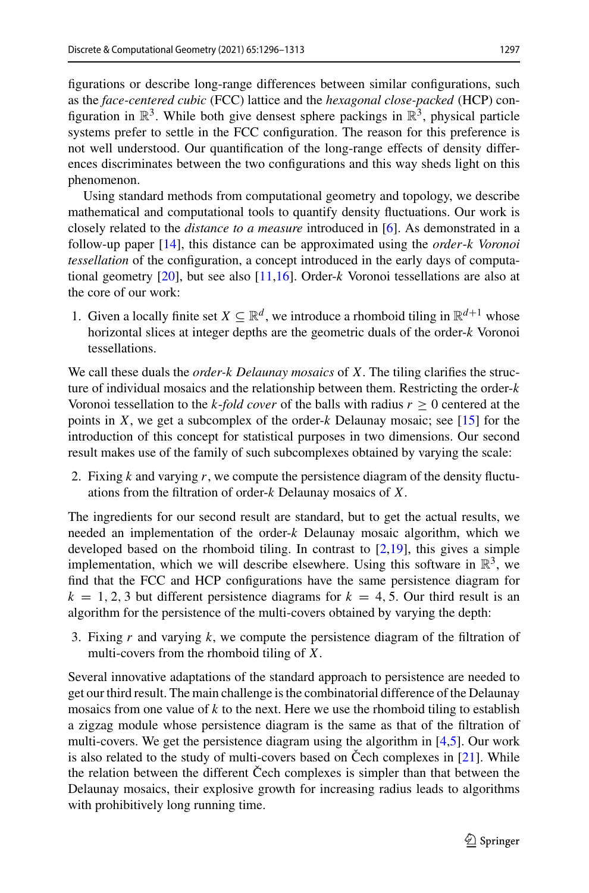figurations or describe long-range differences between similar configurations, such as the *face-centered cubic* (FCC) lattice and the *hexagonal close-packed* (HCP) configuration in $\mathbb{R}^3$. While both give densest sphere packings in $\mathbb{R}^3$, physical particle systems prefer to settle in the FCC configuration. The reason for this preference is not well understood. Our quantification of the long-range effects of density differences discriminates between the two configurations and this way sheds light on this phenomenon.

Using standard methods from computational geometry and topology, we describe mathematical and computational tools to quantify density fluctuations. Our work is closely related to the *distance to a measure* introduced in [6]. As demonstrated in a follow-up paper [14], this distance can be approximated using the *order-$k$ Voronoi tessellation* of the configuration, a concept introduced in the early days of computational geometry [20], but see also [11,16]. Order-$k$ Voronoi tessellations are also at the core of our work:

1. Given a locally finite set $X \subseteq \mathbb{R}^d$, we introduce a rhomboid tiling in $\mathbb{R}^{d+1}$ whose horizontal slices at integer depths are the geometric duals of the order-$k$ Voronoi tessellations.

We call these duals the *order-$k$ Delaunay mosaics* of $X$. The tiling clarifies the structure of individual mosaics and the relationship between them. Restricting the order-$k$ Voronoi tessellation to the *$k$-fold cover* of the balls with radius $r \geq 0$ centered at the points in $X$, we get a subcomplex of the order-$k$ Delaunay mosaic; see [15] for the introduction of this concept for statistical purposes in two dimensions. Our second result makes use of the family of such subcomplexes obtained by varying the scale:

2. Fixing $k$ and varying $r$, we compute the persistence diagram of the density fluctuations from the filtration of order-$k$ Delaunay mosaics of $X$.

The ingredients for our second result are standard, but to get the actual results, we needed an implementation of the order-$k$ Delaunay mosaic algorithm, which we developed based on the rhomboid tiling. In contrast to [2,19], this gives a simple implementation, which we will describe elsewhere. Using this software in $\mathbb{R}^3$, we find that the FCC and HCP configurations have the same persistence diagram for $k = 1, 2, 3$ but different persistence diagrams for $k = 4, 5$. Our third result is an algorithm for the persistence of the multi-covers obtained by varying the depth:

3. Fixing $r$ and varying $k$, we compute the persistence diagram of the filtration of multi-covers from the rhomboid tiling of $X$.

Several innovative adaptations of the standard approach to persistence are needed to get our third result. The main challenge is the combinatorial difference of the Delaunay mosaics from one value of $k$ to the next. Here we use the rhomboid tiling to establish a zigzag module whose persistence diagram is the same as that of the filtration of multi-covers. We get the persistence diagram using the algorithm in [4,5]. Our work is also related to the study of multi-covers based on Čech complexes in [21]. While the relation between the different Čech complexes is simpler than that between the Delaunay mosaics, their explosive growth for increasing radius leads to algorithms with prohibitively long running time.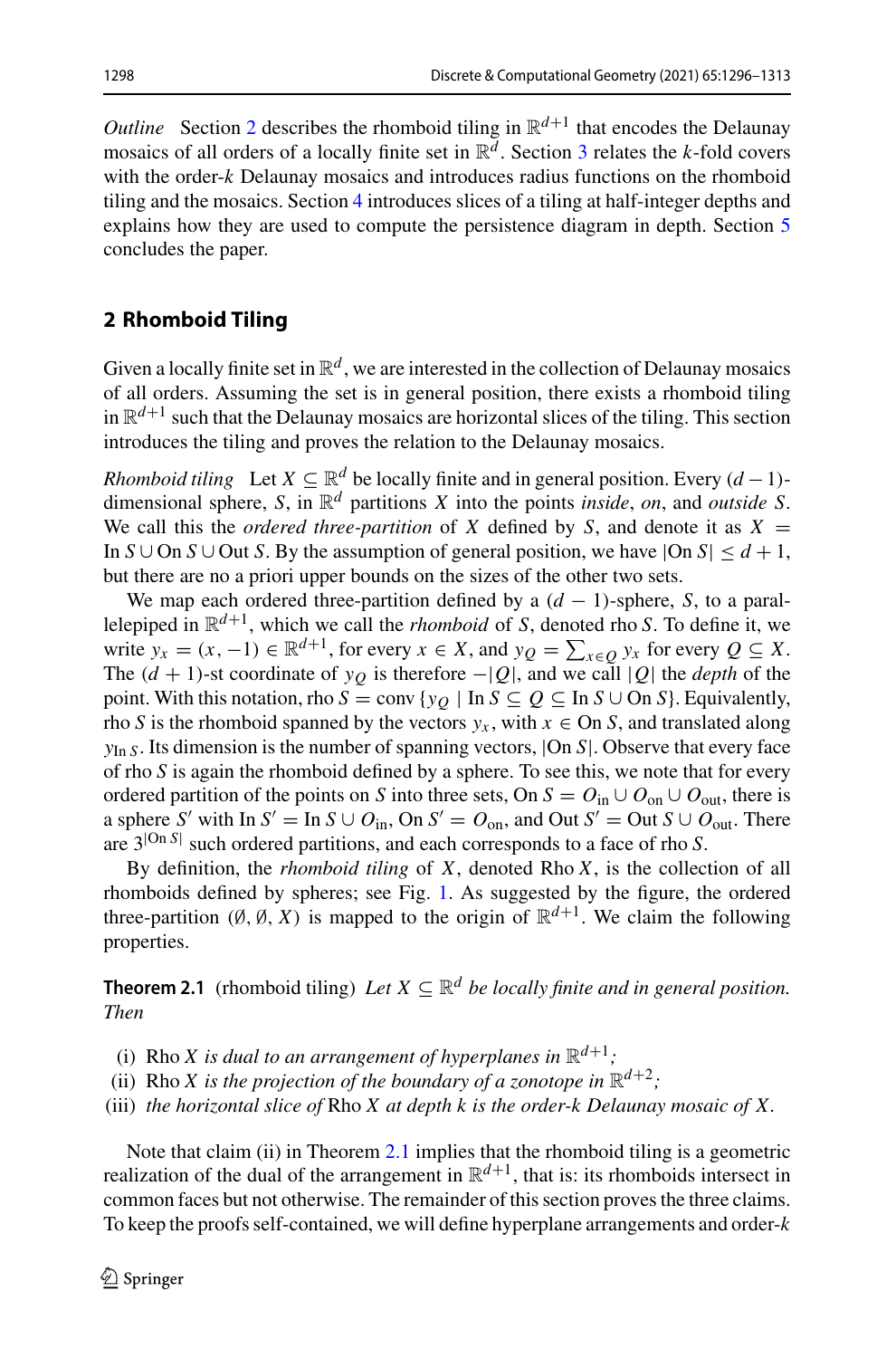*Outline* Section 2 describes the rhomboid tiling in $\mathbb{R}^{d+1}$ that encodes the Delaunay mosaics of all orders of a locally finite set in $\mathbb{R}^d$. Section 3 relates the $k$-fold covers with the order-$k$ Delaunay mosaics and introduces radius functions on the rhomboid tiling and the mosaics. Section 4 introduces slices of a tiling at half-integer depths and explains how they are used to compute the persistence diagram in depth. Section 5 concludes the paper.

## 2 Rhomboid Tiling

Given a locally finite set in $\mathbb{R}^d$, we are interested in the collection of Delaunay mosaics of all orders. Assuming the set is in general position, there exists a rhomboid tiling in $\mathbb{R}^{d+1}$ such that the Delaunay mosaics are horizontal slices of the tiling. This section introduces the tiling and proves the relation to the Delaunay mosaics.

*Rhomboid tiling* Let $X \subseteq \mathbb{R}^d$ be locally finite and in general position. Every $(d-1)$-dimensional sphere, $S$, in $\mathbb{R}^d$ partitions $X$ into the points *inside*, *on*, and *outside* $S$. We call this the *ordered three-partition* of $X$ defined by $S$, and denote it as $X = \operatorname{In} S \cup \operatorname{On} S \cup \operatorname{Out} S$. By the assumption of general position, we have $|\operatorname{On} S| \le d+1$, but there are no a priori upper bounds on the sizes of the other two sets.

We map each ordered three-partition defined by a $(d-1)$-sphere, $S$, to a parallelepiped in $\mathbb{R}^{d+1}$, which we call the *rhomboid* of $S$, denoted $\operatorname{rho} S$. To define it, we write $y_x = (x, -1) \in \mathbb{R}^{d+1}$, for every $x \in X$, and $y_Q = \sum_{x \in Q} y_x$ for every $Q \subseteq X$. The $(d+1)$-st coordinate of $y_Q$ is therefore $-|Q|$, and we call $|Q|$ the *depth* of the point. With this notation, $\operatorname{rho} S = \operatorname{conv}\{y_Q \mid \operatorname{In} S \subseteq Q \subseteq \operatorname{In} S \cup \operatorname{On} S\}$. Equivalently, $\operatorname{rho} S$ is the rhomboid spanned by the vectors $y_x$, with $x \in \operatorname{On} S$, and translated along $y_{\operatorname{In} S}$. Its dimension is the number of spanning vectors, $|\operatorname{On} S|$. Observe that every face of $\operatorname{rho} S$ is again the rhomboid defined by a sphere. To see this, we note that for every ordered partition of the points on $S$ into three sets, $\operatorname{On} S = O_{\mathrm{in}} \cup O_{\mathrm{on}} \cup O_{\mathrm{out}}$, there is a sphere $S'$ with $\operatorname{In} S' = \operatorname{In} S \cup O_{\mathrm{in}}$, $\operatorname{On} S' = O_{\mathrm{on}}$, and $\operatorname{Out} S' = \operatorname{Out} S \cup O_{\mathrm{out}}$. There are $3^{|\operatorname{On} S|}$ such ordered partitions, and each corresponds to a face of $\operatorname{rho} S$.

By definition, the *rhomboid tiling* of $X$, denoted $\operatorname{Rho} X$, is the collection of all rhomboids defined by spheres; see Fig. 1. As suggested by the figure, the ordered three-partition $(\emptyset, \emptyset, X)$ is mapped to the origin of $\mathbb{R}^{d+1}$. We claim the following properties.

**Theorem 2.1** (rhomboid tiling) *Let $X \subseteq \mathbb{R}^d$ be locally finite and in general position. Then*

(i) $\operatorname{Rho} X$ *is dual to an arrangement of hyperplanes in* $\mathbb{R}^{d+1}$*;*
(ii) $\operatorname{Rho} X$ *is the projection of the boundary of a zonotope in* $\mathbb{R}^{d+2}$*;*
(iii) *the horizontal slice of* $\operatorname{Rho} X$ *at depth $k$ is the order-$k$ Delaunay mosaic of $X$.*

Note that claim (ii) in Theorem 2.1 implies that the rhomboid tiling is a geometric realization of the dual of the arrangement in $\mathbb{R}^{d+1}$, that is: its rhomboids intersect in common faces but not otherwise. The remainder of this section proves the three claims. To keep the proofs self-contained, we will define hyperplane arrangements and order-$k$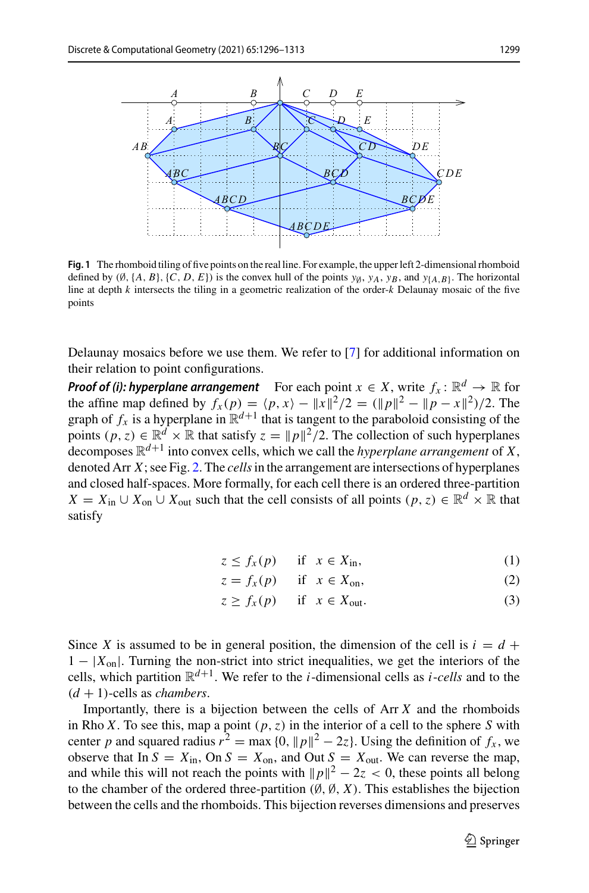**Fig. 1** The rhomboid tiling of five points on the real line. For example, the upper left 2-dimensional rhomboid defined by $(\emptyset, \{A, B\}, \{C, D, E\})$ is the convex hull of the points $y_\emptyset$, $y_A$, $y_B$, and $y_{\{A,B\}}$. The horizontal line at depth $k$ intersects the tiling in a geometric realization of the order-$k$ Delaunay mosaic of the five points

Delaunay mosaics before we use them. We refer to [7] for additional information on their relation to point configurations.

***Proof of (i): hyperplane arrangement*** For each point $x \in X$, write $f_x : \mathbb{R}^d \to \mathbb{R}$ for the affine map defined by $f_x(p) = \langle p, x\rangle - \|x\|^2/2 = (\|p\|^2 - \|p - x\|^2)/2$. The graph of $f_x$ is a hyperplane in $\mathbb{R}^{d+1}$ that is tangent to the paraboloid consisting of the points $(p, z) \in \mathbb{R}^d \times \mathbb{R}$ that satisfy $z = \|p\|^2/2$. The collection of such hyperplanes decomposes $\mathbb{R}^{d+1}$ into convex cells, which we call the *hyperplane arrangement* of $X$, denoted Arr $X$; see Fig. 2. The *cells* in the arrangement are intersections of hyperplanes and closed half-spaces. More formally, for each cell there is an ordered three-partition $X = X_{\text{in}} \cup X_{\text{on}} \cup X_{\text{out}}$ such that the cell consists of all points $(p, z) \in \mathbb{R}^d \times \mathbb{R}$ that satisfy

$$z \le f_x(p) \quad \text{if} \quad x \in X_{\text{in}}, \tag{1}$$

$$z = f_x(p) \quad \text{if} \quad x \in X_{\text{on}}, \tag{2}$$

$$z \ge f_x(p) \quad \text{if} \quad x \in X_{\text{out}}. \tag{3}$$

Since $X$ is assumed to be in general position, the dimension of the cell is $i = d + 1 - |X_{\text{on}}|$. Turning the non-strict into strict inequalities, we get the interiors of the cells, which partition $\mathbb{R}^{d+1}$. We refer to the $i$-dimensional cells as *$i$-cells* and to the $(d + 1)$-cells as *chambers*.

Importantly, there is a bijection between the cells of Arr $X$ and the rhomboids in Rho $X$. To see this, map a point $(p, z)$ in the interior of a cell to the sphere $S$ with center $p$ and squared radius $r^2 = \max\{0, \|p\|^2 - 2z\}$. Using the definition of $f_x$, we observe that In $S = X_{\text{in}}$, On $S = X_{\text{on}}$, and Out $S = X_{\text{out}}$. We can reverse the map, and while this will not reach the points with $\|p\|^2 - 2z < 0$, these points all belong to the chamber of the ordered three-partition $(\emptyset, \emptyset, X)$. This establishes the bijection between the cells and the rhomboids. This bijection reverses dimensions and preserves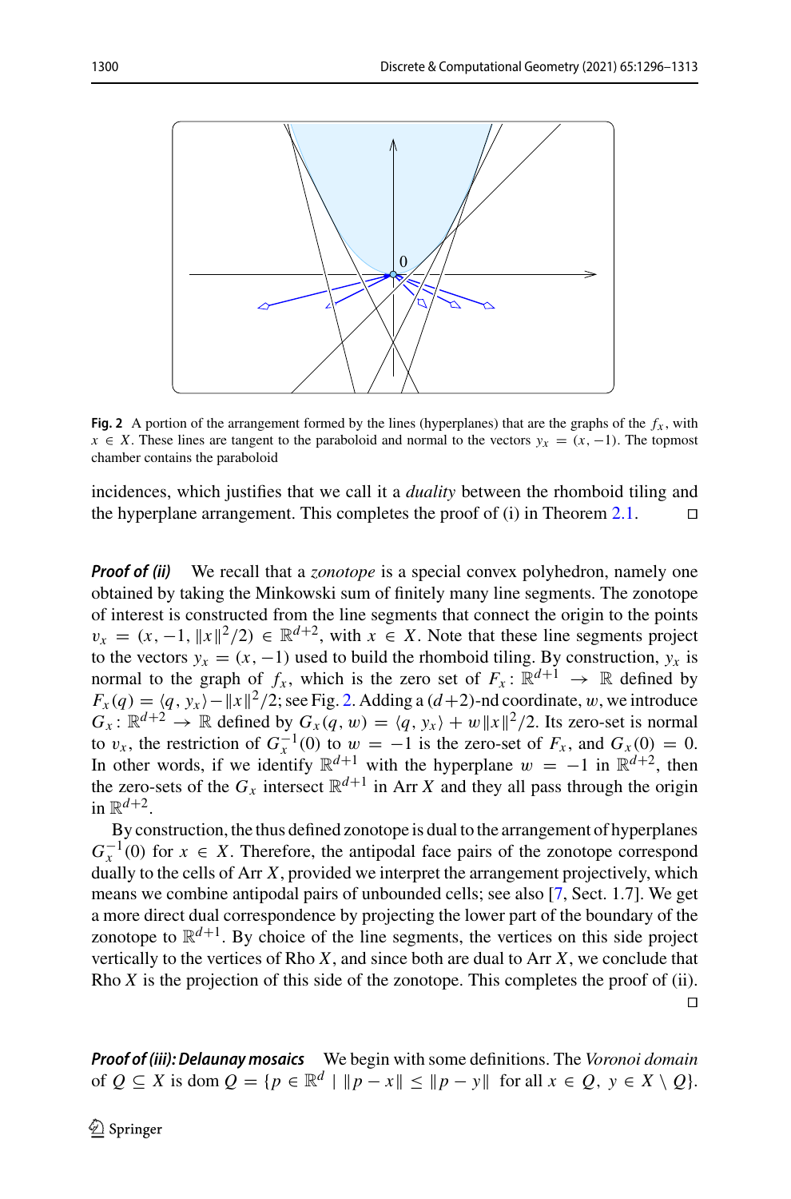**Fig. 2** A portion of the arrangement formed by the lines (hyperplanes) that are the graphs of the $f_x$, with $x \in X$. These lines are tangent to the paraboloid and normal to the vectors $y_x = (x, -1)$. The topmost chamber contains the paraboloid

incidences, which justifies that we call it a *duality* between the rhomboid tiling and the hyperplane arrangement. This completes the proof of (i) in Theorem 2.1. □

***Proof of (ii)*** We recall that a *zonotope* is a special convex polyhedron, namely one obtained by taking the Minkowski sum of finitely many line segments. The zonotope of interest is constructed from the line segments that connect the origin to the points $v_x = (x, -1, \|x\|^2/2) \in \mathbb{R}^{d+2}$, with $x \in X$. Note that these line segments project to the vectors $y_x = (x, -1)$ used to build the rhomboid tiling. By construction, $y_x$ is normal to the graph of $f_x$, which is the zero set of $F_x \colon \mathbb{R}^{d+1} \to \mathbb{R}$ defined by $F_x(q) = \langle q, y_x \rangle - \|x\|^2/2$; see Fig. 2. Adding a $(d+2)$-nd coordinate, $w$, we introduce $G_x \colon \mathbb{R}^{d+2} \to \mathbb{R}$ defined by $G_x(q, w) = \langle q, y_x \rangle + w\|x\|^2/2$. Its zero-set is normal to $v_x$, the restriction of $G_x^{-1}(0)$ to $w = -1$ is the zero-set of $F_x$, and $G_x(0) = 0$. In other words, if we identify $\mathbb{R}^{d+1}$ with the hyperplane $w = -1$ in $\mathbb{R}^{d+2}$, then the zero-sets of the $G_x$ intersect $\mathbb{R}^{d+1}$ in Arr $X$ and they all pass through the origin in $\mathbb{R}^{d+2}$.

By construction, the thus defined zonotope is dual to the arrangement of hyperplanes $G_x^{-1}(0)$ for $x \in X$. Therefore, the antipodal face pairs of the zonotope correspond dually to the cells of Arr $X$, provided we interpret the arrangement projectively, which means we combine antipodal pairs of unbounded cells; see also [7, Sect. 1.7]. We get a more direct dual correspondence by projecting the lower part of the boundary of the zonotope to $\mathbb{R}^{d+1}$. By choice of the line segments, the vertices on this side project vertically to the vertices of Rho $X$, and since both are dual to Arr $X$, we conclude that Rho $X$ is the projection of this side of the zonotope. This completes the proof of (ii). □

***Proof of (iii): Delaunay mosaics*** We begin with some definitions. The *Voronoi domain* of $Q \subseteq X$ is dom $Q = \{p \in \mathbb{R}^d \mid \|p - x\| \leq \|p - y\| \text{ for all } x \in Q,\ y \in X \setminus Q\}$.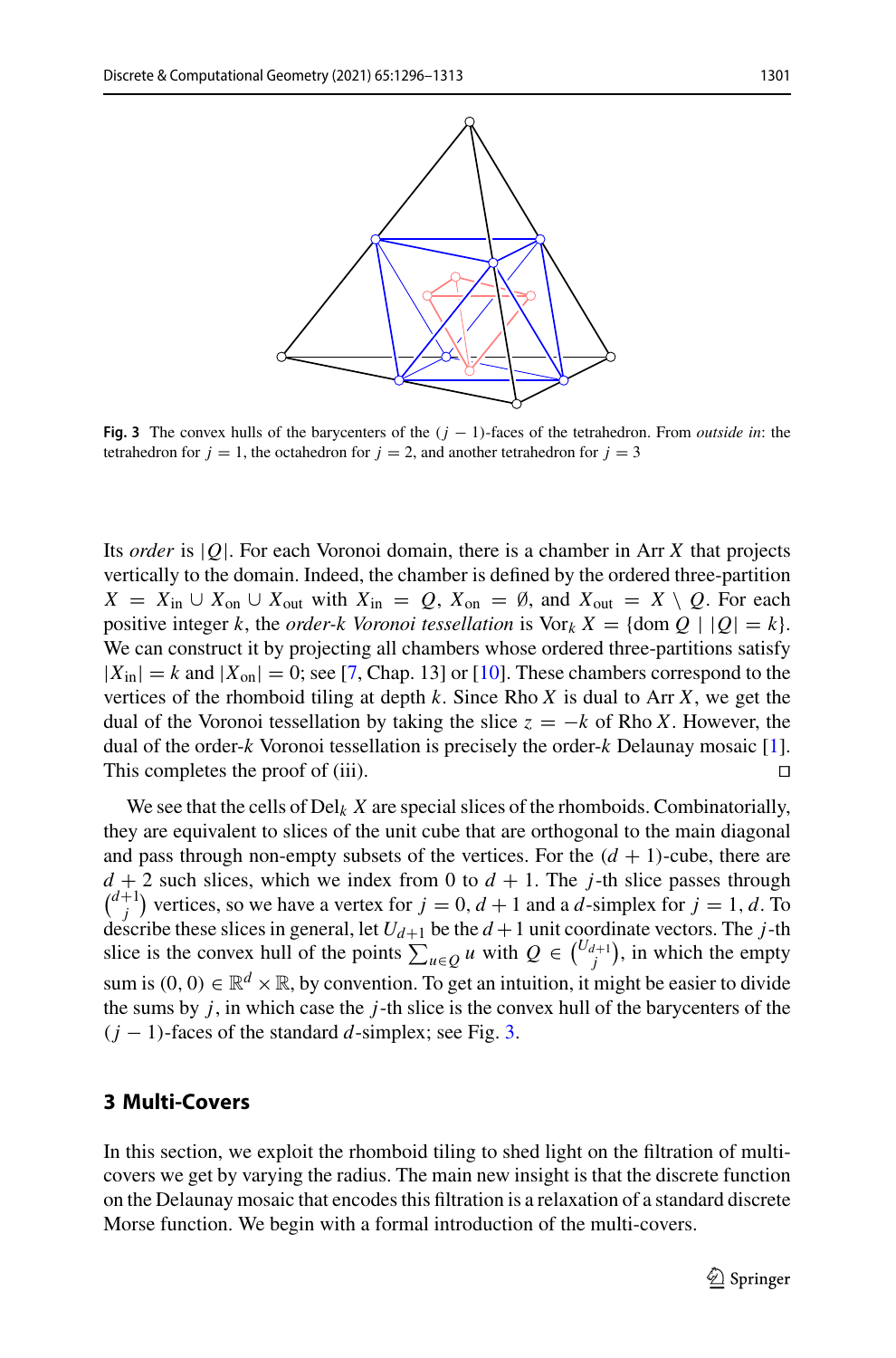**Fig. 3** The convex hulls of the barycenters of the $(j-1)$-faces of the tetrahedron. From *outside in*: the tetrahedron for $j=1$, the octahedron for $j=2$, and another tetrahedron for $j=3$

Its *order* is $|Q|$. For each Voronoi domain, there is a chamber in Arr $X$ that projects vertically to the domain. Indeed, the chamber is defined by the ordered three-partition $X = X_{\text{in}} \cup X_{\text{on}} \cup X_{\text{out}}$ with $X_{\text{in}} = Q$, $X_{\text{on}} = \emptyset$, and $X_{\text{out}} = X \setminus Q$. For each positive integer $k$, the *order-k Voronoi tessellation* is $\text{Vor}_k\, X = \{\text{dom}\, Q \mid |Q| = k\}$. We can construct it by projecting all chambers whose ordered three-partitions satisfy $|X_{\text{in}}| = k$ and $|X_{\text{on}}| = 0$; see [7, Chap. 13] or [10]. These chambers correspond to the vertices of the rhomboid tiling at depth $k$. Since Rho $X$ is dual to Arr $X$, we get the dual of the Voronoi tessellation by taking the slice $z = -k$ of Rho $X$. However, the dual of the order-$k$ Voronoi tessellation is precisely the order-$k$ Delaunay mosaic [1]. This completes the proof of (iii). □

We see that the cells of $\text{Del}_k\, X$ are special slices of the rhomboids. Combinatorially, they are equivalent to slices of the unit cube that are orthogonal to the main diagonal and pass through non-empty subsets of the vertices. For the $(d+1)$-cube, there are $d+2$ such slices, which we index from 0 to $d+1$. The $j$-th slice passes through $\binom{d+1}{j}$ vertices, so we have a vertex for $j = 0, d+1$ and a $d$-simplex for $j = 1, d$. To describe these slices in general, let $U_{d+1}$ be the $d+1$ unit coordinate vectors. The $j$-th slice is the convex hull of the points $\sum_{u \in Q} u$ with $Q \in \binom{U_{d+1}}{j}$, in which the empty sum is $(0,0) \in \mathbb{R}^d \times \mathbb{R}$, by convention. To get an intuition, it might be easier to divide the sums by $j$, in which case the $j$-th slice is the convex hull of the barycenters of the $(j-1)$-faces of the standard $d$-simplex; see Fig. 3.

## 3 Multi-Covers

In this section, we exploit the rhomboid tiling to shed light on the filtration of multi-covers we get by varying the radius. The main new insight is that the discrete function on the Delaunay mosaic that encodes this filtration is a relaxation of a standard discrete Morse function. We begin with a formal introduction of the multi-covers.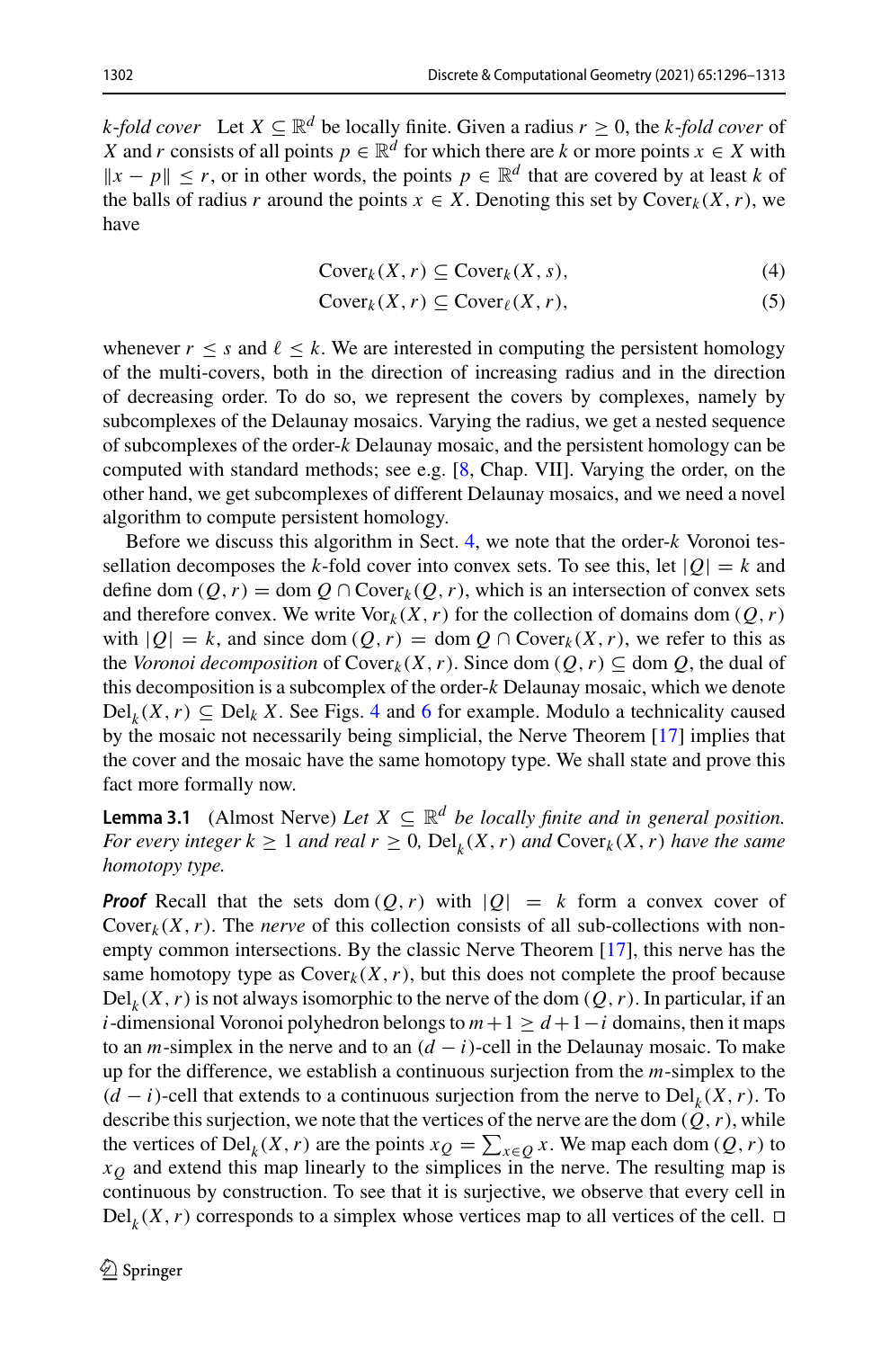*k-fold cover* Let $X \subseteq \mathbb{R}^d$ be locally finite. Given a radius $r \geq 0$, the *k-fold cover* of $X$ and $r$ consists of all points $p \in \mathbb{R}^d$ for which there are $k$ or more points $x \in X$ with $\|x - p\| \leq r$, or in other words, the points $p \in \mathbb{R}^d$ that are covered by at least $k$ of the balls of radius $r$ around the points $x \in X$. Denoting this set by $\text{Cover}_k(X, r)$, we have

$$\text{Cover}_k(X, r) \subseteq \text{Cover}_k(X, s), \tag{4}$$

$$\text{Cover}_k(X, r) \subseteq \text{Cover}_\ell(X, r), \tag{5}$$

whenever $r \leq s$ and $\ell \leq k$. We are interested in computing the persistent homology of the multi-covers, both in the direction of increasing radius and in the direction of decreasing order. To do so, we represent the covers by complexes, namely by subcomplexes of the Delaunay mosaics. Varying the radius, we get a nested sequence of subcomplexes of the order-$k$ Delaunay mosaic, and the persistent homology can be computed with standard methods; see e.g. [8, Chap. VII]. Varying the order, on the other hand, we get subcomplexes of different Delaunay mosaics, and we need a novel algorithm to compute persistent homology.

Before we discuss this algorithm in Sect. 4, we note that the order-$k$ Voronoi tessellation decomposes the $k$-fold cover into convex sets. To see this, let $|Q| = k$ and define $\text{dom}\,(Q, r) = \text{dom}\, Q \cap \text{Cover}_k(Q, r)$, which is an intersection of convex sets and therefore convex. We write $\text{Vor}_k(X, r)$ for the collection of domains $\text{dom}\,(Q, r)$ with $|Q| = k$, and since $\text{dom}\,(Q, r) = \text{dom}\, Q \cap \text{Cover}_k(X, r)$, we refer to this as the *Voronoi decomposition* of $\text{Cover}_k(X, r)$. Since $\text{dom}\,(Q, r) \subseteq \text{dom}\, Q$, the dual of this decomposition is a subcomplex of the order-$k$ Delaunay mosaic, which we denote $\text{Del}_k(X, r) \subseteq \text{Del}_k X$. See Figs. 4 and 6 for example. Modulo a technicality caused by the mosaic not necessarily being simplicial, the Nerve Theorem [17] implies that the cover and the mosaic have the same homotopy type. We shall state and prove this fact more formally now.

**Lemma 3.1** (Almost Nerve) *Let $X \subseteq \mathbb{R}^d$ be locally finite and in general position. For every integer $k \geq 1$ and real $r \geq 0$, $\text{Del}_k(X, r)$ and $\text{Cover}_k(X, r)$ have the same homotopy type.*

***Proof*** Recall that the sets $\text{dom}\,(Q, r)$ with $|Q| = k$ form a convex cover of $\text{Cover}_k(X, r)$. The *nerve* of this collection consists of all sub-collections with non-empty common intersections. By the classic Nerve Theorem [17], this nerve has the same homotopy type as $\text{Cover}_k(X, r)$, but this does not complete the proof because $\text{Del}_k(X, r)$ is not always isomorphic to the nerve of the $\text{dom}\,(Q, r)$. In particular, if an $i$-dimensional Voronoi polyhedron belongs to $m+1 \geq d+1-i$ domains, then it maps to an $m$-simplex in the nerve and to an $(d-i)$-cell in the Delaunay mosaic. To make up for the difference, we establish a continuous surjection from the $m$-simplex to the $(d-i)$-cell that extends to a continuous surjection from the nerve to $\text{Del}_k(X, r)$. To describe this surjection, we note that the vertices of the nerve are the $\text{dom}\,(Q, r)$, while the vertices of $\text{Del}_k(X, r)$ are the points $x_Q = \sum_{x \in Q} x$. We map each $\text{dom}\,(Q, r)$ to $x_Q$ and extend this map linearly to the simplices in the nerve. The resulting map is continuous by construction. To see that it is surjective, we observe that every cell in $\text{Del}_k(X, r)$ corresponds to a simplex whose vertices map to all vertices of the cell. □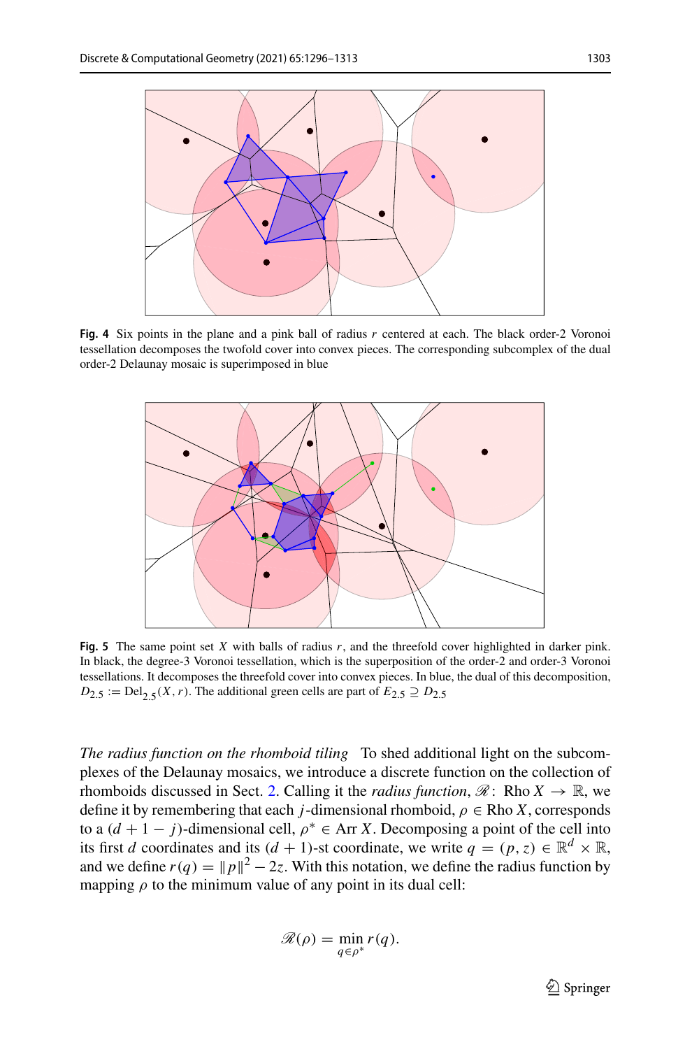**Fig. 4** Six points in the plane and a pink ball of radius $r$ centered at each. The black order-2 Voronoi tessellation decomposes the twofold cover into convex pieces. The corresponding subcomplex of the dual order-2 Delaunay mosaic is superimposed in blue

**Fig. 5** The same point set $X$ with balls of radius $r$, and the threefold cover highlighted in darker pink. In black, the degree-3 Voronoi tessellation, which is the superposition of the order-2 and order-3 Voronoi tessellations. It decomposes the threefold cover into convex pieces. In blue, the dual of this decomposition, $D_{2.5} := \mathrm{Del}_{2.5}(X, r)$. The additional green cells are part of $E_{2.5} \supseteq D_{2.5}$

*The radius function on the rhomboid tiling* To shed additional light on the subcomplexes of the Delaunay mosaics, we introduce a discrete function on the collection of rhomboids discussed in Sect. 2. Calling it the *radius function*, $\mathscr{R}\colon \operatorname{Rho} X \to \mathbb{R}$, we define it by remembering that each $j$-dimensional rhomboid, $\rho \in \operatorname{Rho} X$, corresponds to a $(d+1-j)$-dimensional cell, $\rho^* \in \operatorname{Arr} X$. Decomposing a point of the cell into its first $d$ coordinates and its $(d+1)$-st coordinate, we write $q = (p, z) \in \mathbb{R}^d \times \mathbb{R}$, and we define $r(q) = \|p\|^2 - 2z$. With this notation, we define the radius function by mapping $\rho$ to the minimum value of any point in its dual cell:

$$\mathscr{R}(\rho) = \min_{q \in \rho^*} r(q).$$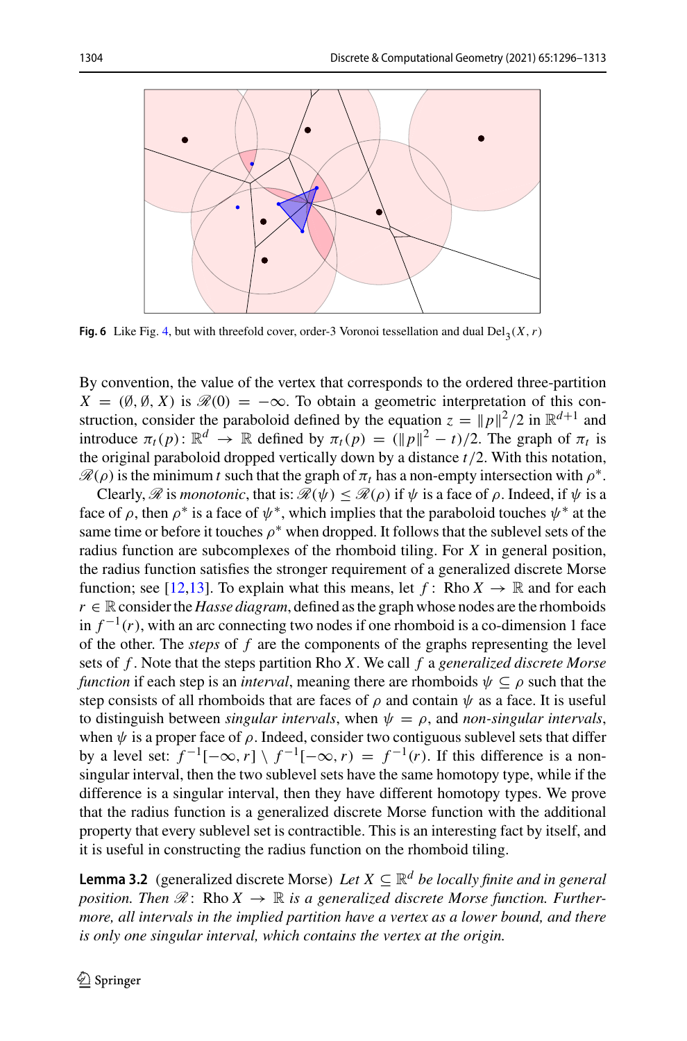**Fig. 6** Like Fig. 4, but with threefold cover, order-3 Voronoi tessellation and dual $\mathrm{Del}_3(X, r)$

By convention, the value of the vertex that corresponds to the ordered three-partition $X = (\emptyset, \emptyset, X)$ is $\mathscr{R}(0) = -\infty$. To obtain a geometric interpretation of this construction, consider the paraboloid defined by the equation $z = \|p\|^2/2$ in $\mathbb{R}^{d+1}$ and introduce $\pi_t(p) \colon \mathbb{R}^d \to \mathbb{R}$ defined by $\pi_t(p) = (\|p\|^2 - t)/2$. The graph of $\pi_t$ is the original paraboloid dropped vertically down by a distance $t/2$. With this notation, $\mathscr{R}(\rho)$ is the minimum $t$ such that the graph of $\pi_t$ has a non-empty intersection with $\rho^*$.

Clearly, $\mathscr{R}$ is *monotonic*, that is: $\mathscr{R}(\psi) \le \mathscr{R}(\rho)$ if $\psi$ is a face of $\rho$. Indeed, if $\psi$ is a face of $\rho$, then $\rho^*$ is a face of $\psi^*$, which implies that the paraboloid touches $\psi^*$ at the same time or before it touches $\rho^*$ when dropped. It follows that the sublevel sets of the radius function are subcomplexes of the rhomboid tiling. For $X$ in general position, the radius function satisfies the stronger requirement of a generalized discrete Morse function; see [12,13]. To explain what this means, let $f\colon$ Rho $X \to \mathbb{R}$ and for each $r \in \mathbb{R}$ consider the *Hasse diagram*, defined as the graph whose nodes are the rhomboids in $f^{-1}(r)$, with an arc connecting two nodes if one rhomboid is a co-dimension 1 face of the other. The *steps* of $f$ are the components of the graphs representing the level sets of $f$. Note that the steps partition Rho $X$. We call $f$ a *generalized discrete Morse function* if each step is an *interval*, meaning there are rhomboids $\psi \subseteq \rho$ such that the step consists of all rhomboids that are faces of $\rho$ and contain $\psi$ as a face. It is useful to distinguish between *singular intervals*, when $\psi = \rho$, and *non-singular intervals*, when $\psi$ is a proper face of $\rho$. Indeed, consider two contiguous sublevel sets that differ by a level set: $f^{-1}[-\infty, r] \setminus f^{-1}[-\infty, r) = f^{-1}(r)$. If this difference is a non-singular interval, then the two sublevel sets have the same homotopy type, while if the difference is a singular interval, then they have different homotopy types. We prove that the radius function is a generalized discrete Morse function with the additional property that every sublevel set is contractible. This is an interesting fact by itself, and it is useful in constructing the radius function on the rhomboid tiling.

**Lemma 3.2** (generalized discrete Morse) *Let $X \subseteq \mathbb{R}^d$ be locally finite and in general position. Then $\mathscr{R}\colon$ Rho $X \to \mathbb{R}$ is a generalized discrete Morse function. Furthermore, all intervals in the implied partition have a vertex as a lower bound, and there is only one singular interval, which contains the vertex at the origin.*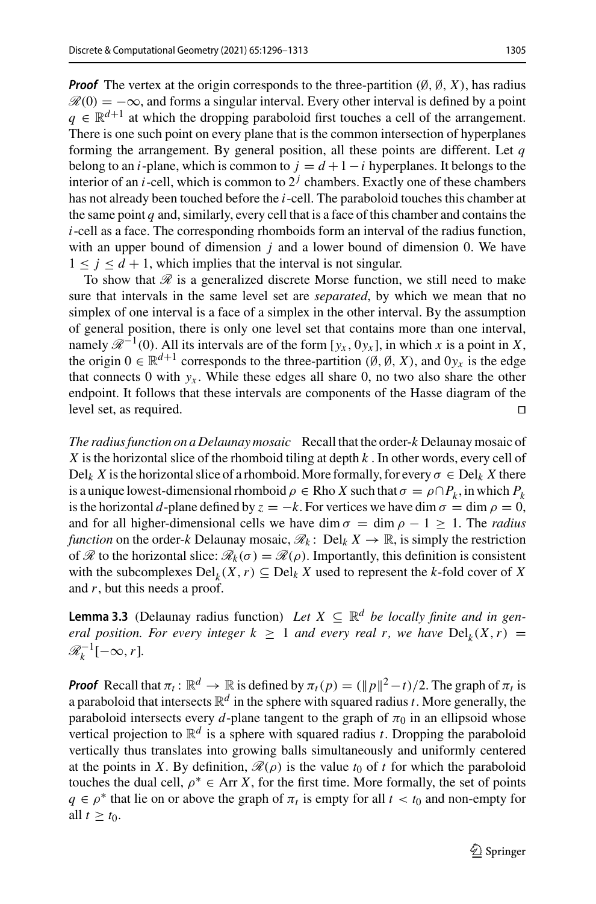***Proof*** The vertex at the origin corresponds to the three-partition $(\emptyset, \emptyset, X)$, has radius $\mathscr{R}(0) = -\infty$, and forms a singular interval. Every other interval is defined by a point $q \in \mathbb{R}^{d+1}$ at which the dropping paraboloid first touches a cell of the arrangement. There is one such point on every plane that is the common intersection of hyperplanes forming the arrangement. By general position, all these points are different. Let $q$ belong to an $i$-plane, which is common to $j = d+1-i$ hyperplanes. It belongs to the interior of an $i$-cell, which is common to $2^j$ chambers. Exactly one of these chambers has not already been touched before the $i$-cell. The paraboloid touches this chamber at the same point $q$ and, similarly, every cell that is a face of this chamber and contains the $i$-cell as a face. The corresponding rhomboids form an interval of the radius function, with an upper bound of dimension $j$ and a lower bound of dimension 0. We have $1 \leq j \leq d+1$, which implies that the interval is not singular.

To show that $\mathscr{R}$ is a generalized discrete Morse function, we still need to make sure that intervals in the same level set are *separated*, by which we mean that no simplex of one interval is a face of a simplex in the other interval. By the assumption of general position, there is only one level set that contains more than one interval, namely $\mathscr{R}^{-1}(0)$. All its intervals are of the form $[y_x, 0y_x]$, in which $x$ is a point in $X$, the origin $0 \in \mathbb{R}^{d+1}$ corresponds to the three-partition $(\emptyset, \emptyset, X)$, and $0y_x$ is the edge that connects 0 with $y_x$. While these edges all share 0, no two also share the other endpoint. It follows that these intervals are components of the Hasse diagram of the level set, as required. □

*The radius function on a Delaunay mosaic* Recall that the order-$k$ Delaunay mosaic of $X$ is the horizontal slice of the rhomboid tiling at depth $k$. In other words, every cell of $\mathrm{Del}_k\, X$ is the horizontal slice of a rhomboid. More formally, for every $\sigma \in \mathrm{Del}_k\, X$ there is a unique lowest-dimensional rhomboid $\rho \in \mathrm{Rho}\, X$ such that $\sigma = \rho \cap P_k$, in which $P_k$ is the horizontal $d$-plane defined by $z = -k$. For vertices we have $\dim \sigma = \dim \rho = 0$, and for all higher-dimensional cells we have $\dim \sigma = \dim \rho - 1 \geq 1$. The *radius function* on the order-$k$ Delaunay mosaic, $\mathscr{R}_k \colon \mathrm{Del}_k\, X \to \mathbb{R}$, is simply the restriction of $\mathscr{R}$ to the horizontal slice: $\mathscr{R}_k(\sigma) = \mathscr{R}(\rho)$. Importantly, this definition is consistent with the subcomplexes $\mathrm{Del}_k(X, r) \subseteq \mathrm{Del}_k\, X$ used to represent the $k$-fold cover of $X$ and $r$, but this needs a proof.

**Lemma 3.3** (Delaunay radius function) *Let $X \subseteq \mathbb{R}^d$ be locally finite and in general position. For every integer $k \geq 1$ and every real $r$, we have $\mathrm{Del}_k(X, r) = \mathscr{R}_k^{-1}[-\infty, r]$.*

***Proof*** Recall that $\pi_t \colon \mathbb{R}^d \to \mathbb{R}$ is defined by $\pi_t(p) = (\|p\|^2 - t)/2$. The graph of $\pi_t$ is a paraboloid that intersects $\mathbb{R}^d$ in the sphere with squared radius $t$. More generally, the paraboloid intersects every $d$-plane tangent to the graph of $\pi_0$ in an ellipsoid whose vertical projection to $\mathbb{R}^d$ is a sphere with squared radius $t$. Dropping the paraboloid vertically thus translates into growing balls simultaneously and uniformly centered at the points in $X$. By definition, $\mathscr{R}(\rho)$ is the value $t_0$ of $t$ for which the paraboloid touches the dual cell, $\rho^* \in \mathrm{Arr}\, X$, for the first time. More formally, the set of points $q \in \rho^*$ that lie on or above the graph of $\pi_t$ is empty for all $t < t_0$ and non-empty for all $t \geq t_0$.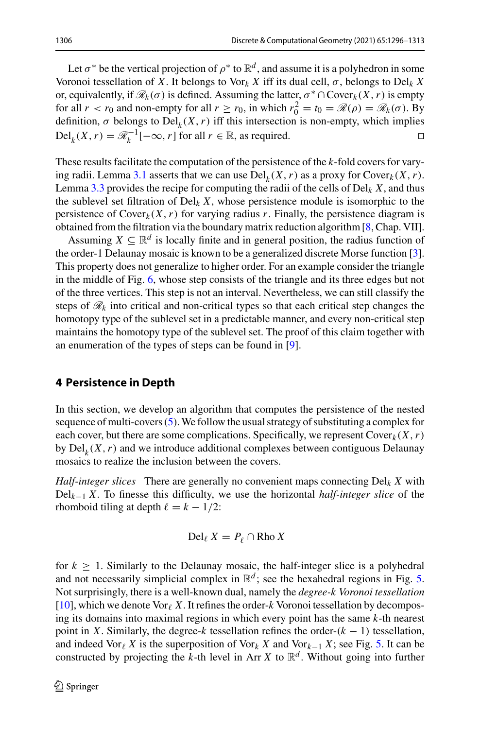Let $\sigma^*$ be the vertical projection of $\rho^*$ to $\mathbb{R}^d$, and assume it is a polyhedron in some Voronoi tessellation of $X$. It belongs to $\mathrm{Vor}_k\, X$ iff its dual cell, $\sigma$, belongs to $\mathrm{Del}_k\, X$ or, equivalently, if $\mathscr{R}_k(\sigma)$ is defined. Assuming the latter, $\sigma^* \cap \mathrm{Cover}_k(X, r)$ is empty for all $r < r_0$ and non-empty for all $r \geq r_0$, in which $r_0^2 = t_0 = \mathscr{R}(\rho) = \mathscr{R}_k(\sigma)$. By definition, $\sigma$ belongs to $\mathrm{Del}_k(X, r)$ iff this intersection is non-empty, which implies $\mathrm{Del}_k(X, r) = \mathscr{R}_k^{-1}[-\infty, r]$ for all $r \in \mathbb{R}$, as required. □

These results facilitate the computation of the persistence of the $k$-fold covers for varying radii. Lemma 3.1 asserts that we can use $\mathrm{Del}_k(X, r)$ as a proxy for $\mathrm{Cover}_k(X, r)$. Lemma 3.3 provides the recipe for computing the radii of the cells of $\mathrm{Del}_k\, X$, and thus the sublevel set filtration of $\mathrm{Del}_k\, X$, whose persistence module is isomorphic to the persistence of $\mathrm{Cover}_k(X, r)$ for varying radius $r$. Finally, the persistence diagram is obtained from the filtration via the boundary matrix reduction algorithm [8, Chap. VII].

Assuming $X \subseteq \mathbb{R}^d$ is locally finite and in general position, the radius function of the order-1 Delaunay mosaic is known to be a generalized discrete Morse function [3]. This property does not generalize to higher order. For an example consider the triangle in the middle of Fig. 6, whose step consists of the triangle and its three edges but not of the three vertices. This step is not an interval. Nevertheless, we can still classify the steps of $\mathscr{R}_k$ into critical and non-critical types so that each critical step changes the homotopy type of the sublevel set in a predictable manner, and every non-critical step maintains the homotopy type of the sublevel set. The proof of this claim together with an enumeration of the types of steps can be found in [9].

## 4 Persistence in Depth

In this section, we develop an algorithm that computes the persistence of the nested sequence of multi-covers (5). We follow the usual strategy of substituting a complex for each cover, but there are some complications. Specifically, we represent $\mathrm{Cover}_k(X, r)$ by $\mathrm{Del}_k(X, r)$ and we introduce additional complexes between contiguous Delaunay mosaics to realize the inclusion between the covers.

*Half-integer slices* There are generally no convenient maps connecting $\mathrm{Del}_k\, X$ with $\mathrm{Del}_{k-1}\, X$. To finesse this difficulty, we use the horizontal *half-integer slice* of the rhomboid tiling at depth $\ell = k - 1/2$:

$$\mathrm{Del}_\ell\, X = P_\ell \cap \mathrm{Rho}\, X$$

for $k \geq 1$. Similarly to the Delaunay mosaic, the half-integer slice is a polyhedral and not necessarily simplicial complex in $\mathbb{R}^d$; see the hexahedral regions in Fig. 5. Not surprisingly, there is a well-known dual, namely the *degree-$k$ Voronoi tessellation* [10], which we denote $\mathrm{Vor}_\ell\, X$. It refines the order-$k$ Voronoi tessellation by decomposing its domains into maximal regions in which every point has the same $k$-th nearest point in $X$. Similarly, the degree-$k$ tessellation refines the order-$(k-1)$ tessellation, and indeed $\mathrm{Vor}_\ell\, X$ is the superposition of $\mathrm{Vor}_k\, X$ and $\mathrm{Vor}_{k-1}\, X$; see Fig. 5. It can be constructed by projecting the $k$-th level in $\mathrm{Arr}\, X$ to $\mathbb{R}^d$. Without going into further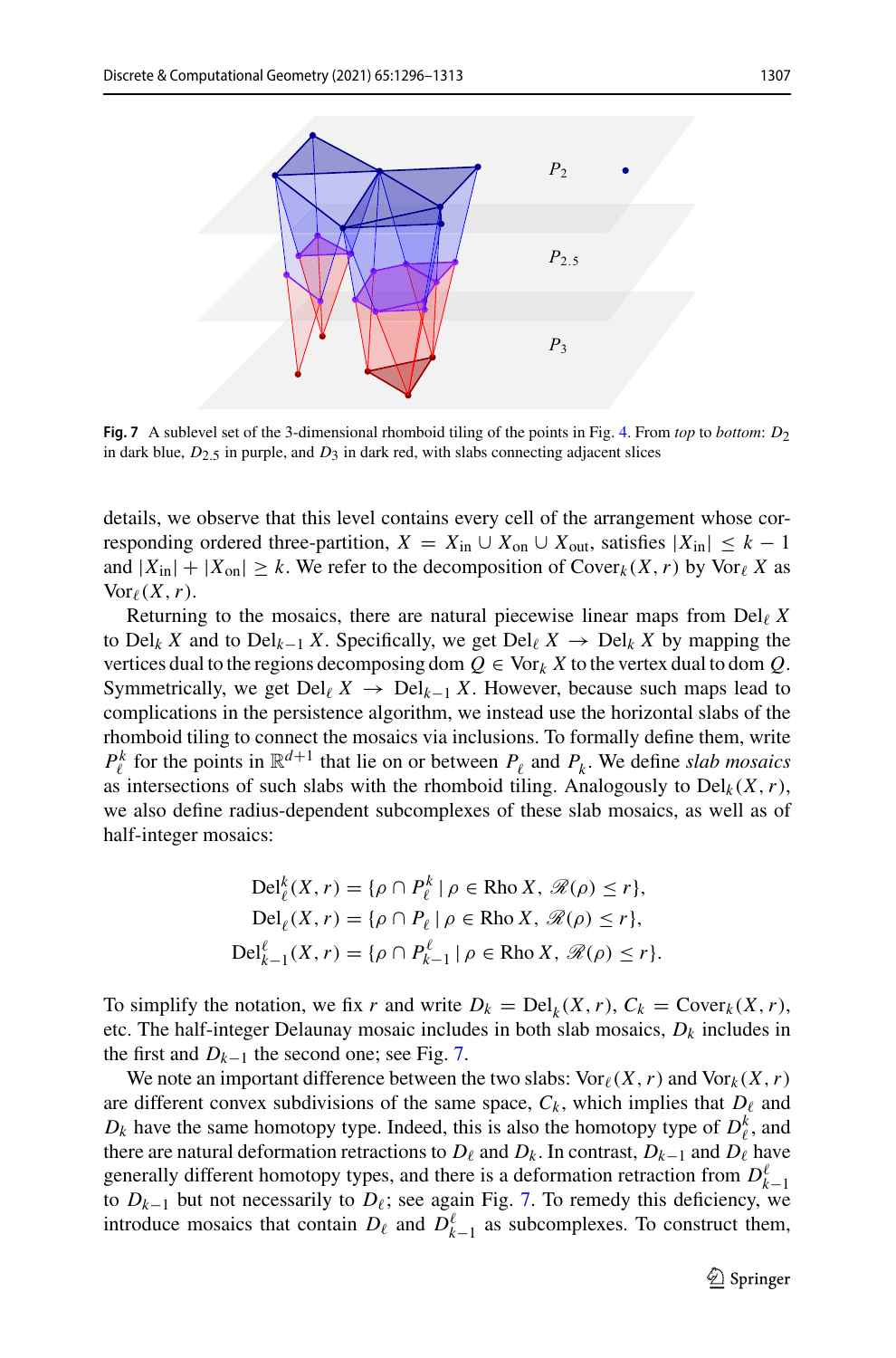**Fig. 7** A sublevel set of the 3-dimensional rhomboid tiling of the points in Fig. 4. From *top* to *bottom*: $D_2$ in dark blue, $D_{2.5}$ in purple, and $D_3$ in dark red, with slabs connecting adjacent slices

details, we observe that this level contains every cell of the arrangement whose corresponding ordered three-partition, $X = X_{\text{in}} \cup X_{\text{on}} \cup X_{\text{out}}$, satisfies $|X_{\text{in}}| \le k-1$ and $|X_{\text{in}}| + |X_{\text{on}}| \ge k$. We refer to the decomposition of $\text{Cover}_k(X,r)$ by $\text{Vor}_\ell\, X$ as $\text{Vor}_\ell(X,r)$.

Returning to the mosaics, there are natural piecewise linear maps from $\text{Del}_\ell\, X$ to $\text{Del}_k\, X$ and to $\text{Del}_{k-1}\, X$. Specifically, we get $\text{Del}_\ell\, X \to \text{Del}_k\, X$ by mapping the vertices dual to the regions decomposing $\text{dom}\, Q \in \text{Vor}_k\, X$ to the vertex dual to $\text{dom}\, Q$. Symmetrically, we get $\text{Del}_\ell\, X \to \text{Del}_{k-1}\, X$. However, because such maps lead to complications in the persistence algorithm, we instead use the horizontal slabs of the rhomboid tiling to connect the mosaics via inclusions. To formally define them, write $P_\ell^k$ for the points in $\mathbb{R}^{d+1}$ that lie on or between $P_\ell$ and $P_k$. We define *slab mosaics* as intersections of such slabs with the rhomboid tiling. Analogously to $\text{Del}_k(X,r)$, we also define radius-dependent subcomplexes of these slab mosaics, as well as of half-integer mosaics:

$$\text{Del}_\ell^k(X,r) = \{\rho \cap P_\ell^k \mid \rho \in \text{Rho}\, X,\ \mathscr{R}(\rho) \le r\},$$
$$\text{Del}_\ell(X,r) = \{\rho \cap P_\ell \mid \rho \in \text{Rho}\, X,\ \mathscr{R}(\rho) \le r\},$$
$$\text{Del}_{k-1}^\ell(X,r) = \{\rho \cap P_{k-1}^\ell \mid \rho \in \text{Rho}\, X,\ \mathscr{R}(\rho) \le r\}.$$

To simplify the notation, we fix $r$ and write $D_k = \text{Del}_k(X,r)$, $C_k = \text{Cover}_k(X,r)$, etc. The half-integer Delaunay mosaic includes in both slab mosaics, $D_k$ includes in the first and $D_{k-1}$ the second one; see Fig. 7.

We note an important difference between the two slabs: $\text{Vor}_\ell(X,r)$ and $\text{Vor}_k(X,r)$ are different convex subdivisions of the same space, $C_k$, which implies that $D_\ell$ and $D_k$ have the same homotopy type. Indeed, this is also the homotopy type of $D_\ell^k$, and there are natural deformation retractions to $D_\ell$ and $D_k$. In contrast, $D_{k-1}$ and $D_\ell$ have generally different homotopy types, and there is a deformation retraction from $D_{k-1}^\ell$ to $D_{k-1}$ but not necessarily to $D_\ell$; see again Fig. 7. To remedy this deficiency, we introduce mosaics that contain $D_\ell$ and $D_{k-1}^\ell$ as subcomplexes. To construct them,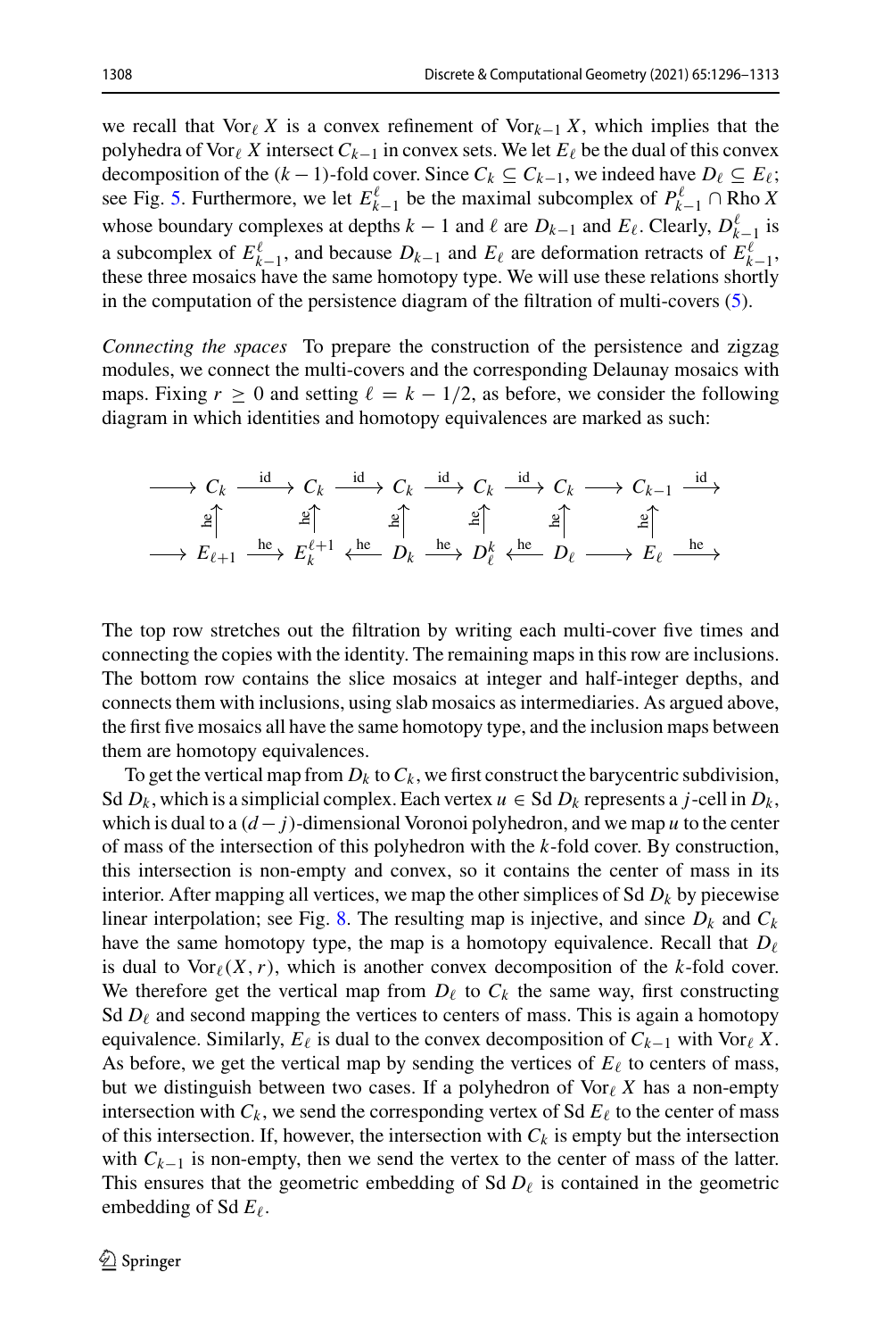we recall that $\mathrm{Vor}_\ell X$ is a convex refinement of $\mathrm{Vor}_{k-1} X$, which implies that the polyhedra of $\mathrm{Vor}_\ell X$ intersect $C_{k-1}$ in convex sets. We let $E_\ell$ be the dual of this convex decomposition of the $(k-1)$-fold cover. Since $C_k \subseteq C_{k-1}$, we indeed have $D_\ell \subseteq E_\ell$; see Fig. 5. Furthermore, we let $E^\ell_{k-1}$ be the maximal subcomplex of $P^\ell_{k-1} \cap \mathrm{Rho}\, X$ whose boundary complexes at depths $k-1$ and $\ell$ are $D_{k-1}$ and $E_\ell$. Clearly, $D^\ell_{k-1}$ is a subcomplex of $E^\ell_{k-1}$, and because $D_{k-1}$ and $E_\ell$ are deformation retracts of $E^\ell_{k-1}$, these three mosaics have the same homotopy type. We will use these relations shortly in the computation of the persistence diagram of the filtration of multi-covers (5).

*Connecting the spaces* To prepare the construction of the persistence and zigzag modules, we connect the multi-covers and the corresponding Delaunay mosaics with maps. Fixing $r \geq 0$ and setting $\ell = k - 1/2$, as before, we consider the following diagram in which identities and homotopy equivalences are marked as such:

$$
\begin{array}{ccccccccccccc}
\longrightarrow & C_k & \xrightarrow{\mathrm{id}} & C_k & \xrightarrow{\mathrm{id}} & C_k & \xrightarrow{\mathrm{id}} & C_k & \xrightarrow{\mathrm{id}} & C_k & \longrightarrow & C_{k-1} & \xrightarrow{\mathrm{id}} \\
 & \uparrow{\scriptstyle \mathrm{he}} & & \uparrow{\scriptstyle \mathrm{he}} & & \uparrow{\scriptstyle \mathrm{he}} & & \uparrow{\scriptstyle \mathrm{he}} & & \uparrow{\scriptstyle \mathrm{he}} & & \uparrow{\scriptstyle \mathrm{he}} & \\
\longrightarrow & E_{\ell+1} & \xrightarrow{\mathrm{he}} & E^{\ell+1}_k & \xleftarrow{\mathrm{he}} & D_k & \xrightarrow{\mathrm{he}} & D^k_\ell & \xleftarrow{\mathrm{he}} & D_\ell & \longrightarrow & E_\ell & \xrightarrow{\mathrm{he}}
\end{array}
$$

The top row stretches out the filtration by writing each multi-cover five times and connecting the copies with the identity. The remaining maps in this row are inclusions. The bottom row contains the slice mosaics at integer and half-integer depths, and connects them with inclusions, using slab mosaics as intermediaries. As argued above, the first five mosaics all have the same homotopy type, and the inclusion maps between them are homotopy equivalences.

To get the vertical map from $D_k$ to $C_k$, we first construct the barycentric subdivision, $\mathrm{Sd}\, D_k$, which is a simplicial complex. Each vertex $u \in \mathrm{Sd}\, D_k$ represents a $j$-cell in $D_k$, which is dual to a $(d-j)$-dimensional Voronoi polyhedron, and we map $u$ to the center of mass of the intersection of this polyhedron with the $k$-fold cover. By construction, this intersection is non-empty and convex, so it contains the center of mass in its interior. After mapping all vertices, we map the other simplices of $\mathrm{Sd}\, D_k$ by piecewise linear interpolation; see Fig. 8. The resulting map is injective, and since $D_k$ and $C_k$ have the same homotopy type, the map is a homotopy equivalence. Recall that $D_\ell$ is dual to $\mathrm{Vor}_\ell(X, r)$, which is another convex decomposition of the $k$-fold cover. We therefore get the vertical map from $D_\ell$ to $C_k$ the same way, first constructing $\mathrm{Sd}\, D_\ell$ and second mapping the vertices to centers of mass. This is again a homotopy equivalence. Similarly, $E_\ell$ is dual to the convex decomposition of $C_{k-1}$ with $\mathrm{Vor}_\ell X$. As before, we get the vertical map by sending the vertices of $E_\ell$ to centers of mass, but we distinguish between two cases. If a polyhedron of $\mathrm{Vor}_\ell X$ has a non-empty intersection with $C_k$, we send the corresponding vertex of $\mathrm{Sd}\, E_\ell$ to the center of mass of this intersection. If, however, the intersection with $C_k$ is empty but the intersection with $C_{k-1}$ is non-empty, then we send the vertex to the center of mass of the latter. This ensures that the geometric embedding of $\mathrm{Sd}\, D_\ell$ is contained in the geometric embedding of $\mathrm{Sd}\, E_\ell$.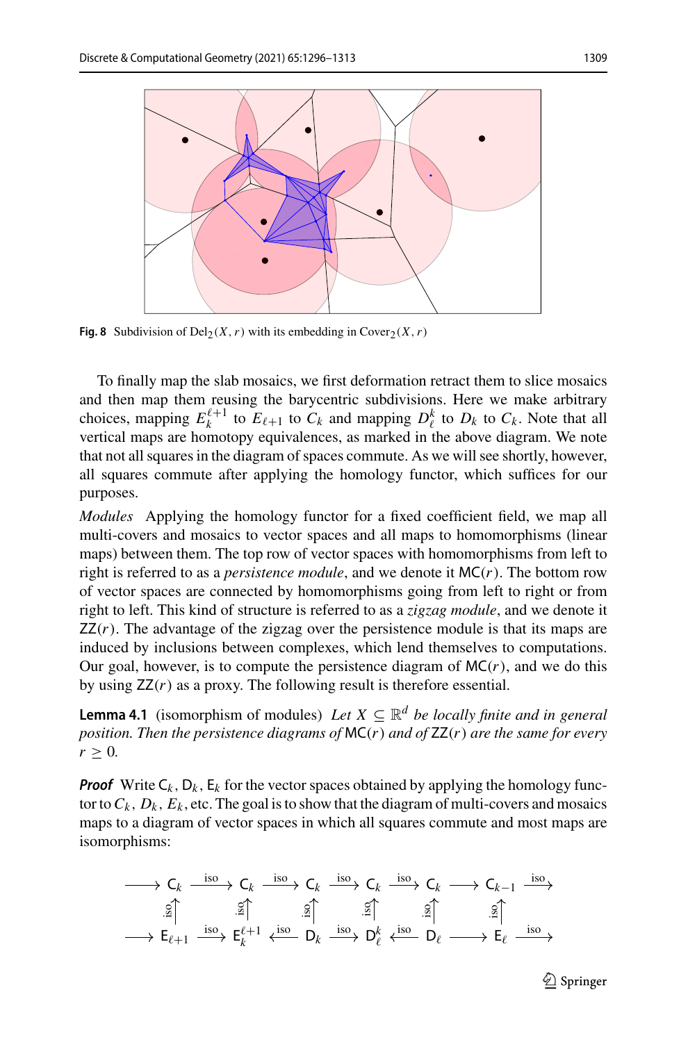Fig. 8 Subdivision of $\mathrm{Del}_2(X, r)$ with its embedding in $\mathrm{Cover}_2(X, r)$

To finally map the slab mosaics, we first deformation retract them to slice mosaics and then map them reusing the barycentric subdivisions. Here we make arbitrary choices, mapping $E_k^{\ell+1}$ to $E_{\ell+1}$ to $C_k$ and mapping $D_\ell^k$ to $D_k$ to $C_k$. Note that all vertical maps are homotopy equivalences, as marked in the above diagram. We note that not all squares in the diagram of spaces commute. As we will see shortly, however, all squares commute after applying the homology functor, which suffices for our purposes.

*Modules* Applying the homology functor for a fixed coefficient field, we map all multi-covers and mosaics to vector spaces and all maps to homomorphisms (linear maps) between them. The top row of vector spaces with homomorphisms from left to right is referred to as a *persistence module*, and we denote it $\mathsf{MC}(r)$. The bottom row of vector spaces are connected by homomorphisms going from left to right or from right to left. This kind of structure is referred to as a *zigzag module*, and we denote it $\mathsf{ZZ}(r)$. The advantage of the zigzag over the persistence module is that its maps are induced by inclusions between complexes, which lend themselves to computations. Our goal, however, is to compute the persistence diagram of $\mathsf{MC}(r)$, and we do this by using $\mathsf{ZZ}(r)$ as a proxy. The following result is therefore essential.

**Lemma 4.1** (isomorphism of modules) *Let $X \subseteq \mathbb{R}^d$ be locally finite and in general position. Then the persistence diagrams of $\mathsf{MC}(r)$ and of $\mathsf{ZZ}(r)$ are the same for every $r \geq 0$.*

***Proof*** Write $\mathsf{C}_k$, $\mathsf{D}_k$, $\mathsf{E}_k$ for the vector spaces obtained by applying the homology functor to $C_k$, $D_k$, $E_k$, etc. The goal is to show that the diagram of multi-covers and mosaics maps to a diagram of vector spaces in which all squares commute and most maps are isomorphisms:

$$
\begin{array}{ccccccccccccc}
\longrightarrow & \mathsf{C}_k & \xrightarrow{\text{iso}} & \mathsf{C}_k & \xrightarrow{\text{iso}} & \mathsf{C}_k & \xrightarrow{\text{iso}} & \mathsf{C}_k & \xrightarrow{\text{iso}} & \mathsf{C}_k & \longrightarrow & \mathsf{C}_{k-1} & \xrightarrow{\text{iso}} \\
 & \uparrow{\scriptstyle \text{iso}} & & \uparrow{\scriptstyle \text{iso}} & & \uparrow{\scriptstyle \text{iso}} & & \uparrow{\scriptstyle \text{iso}} & & \uparrow{\scriptstyle \text{iso}} & & \uparrow{\scriptstyle \text{iso}} & \\
\longrightarrow & \mathsf{E}_{\ell+1} & \xrightarrow{\text{iso}} & \mathsf{E}_k^{\ell+1} & \xleftarrow{\text{iso}} & \mathsf{D}_k & \xrightarrow{\text{iso}} & \mathsf{D}_\ell^k & \xleftarrow{\text{iso}} & \mathsf{D}_\ell & \longrightarrow & \mathsf{E}_\ell & \xrightarrow{\text{iso}}
\end{array}
$$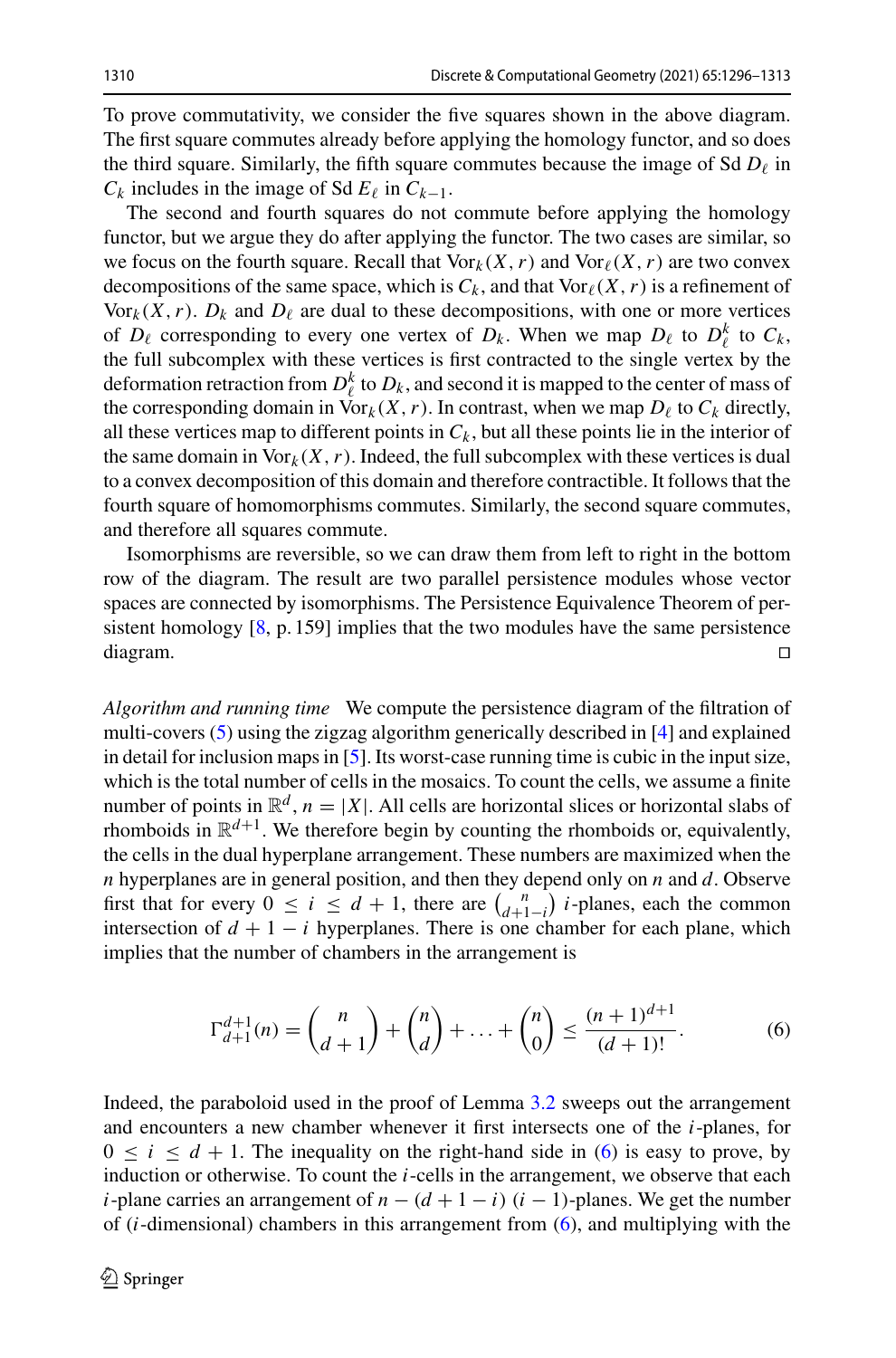To prove commutativity, we consider the five squares shown in the above diagram. The first square commutes already before applying the homology functor, and so does the third square. Similarly, the fifth square commutes because the image of Sd $D_\ell$ in $C_k$ includes in the image of Sd $E_\ell$ in $C_{k-1}$.

The second and fourth squares do not commute before applying the homology functor, but we argue they do after applying the functor. The two cases are similar, so we focus on the fourth square. Recall that $\mathrm{Vor}_k(X, r)$ and $\mathrm{Vor}_\ell(X, r)$ are two convex decompositions of the same space, which is $C_k$, and that $\mathrm{Vor}_\ell(X, r)$ is a refinement of $\mathrm{Vor}_k(X, r)$. $D_k$ and $D_\ell$ are dual to these decompositions, with one or more vertices of $D_\ell$ corresponding to every one vertex of $D_k$. When we map $D_\ell$ to $D_\ell^k$ to $C_k$, the full subcomplex with these vertices is first contracted to the single vertex by the deformation retraction from $D_\ell^k$ to $D_k$, and second it is mapped to the center of mass of the corresponding domain in $\mathrm{Vor}_k(X, r)$. In contrast, when we map $D_\ell$ to $C_k$ directly, all these vertices map to different points in $C_k$, but all these points lie in the interior of the same domain in $\mathrm{Vor}_k(X, r)$. Indeed, the full subcomplex with these vertices is dual to a convex decomposition of this domain and therefore contractible. It follows that the fourth square of homomorphisms commutes. Similarly, the second square commutes, and therefore all squares commute.

Isomorphisms are reversible, so we can draw them from left to right in the bottom row of the diagram. The result are two parallel persistence modules whose vector spaces are connected by isomorphisms. The Persistence Equivalence Theorem of persistent homology [8, p. 159] implies that the two modules have the same persistence diagram. $\square$

*Algorithm and running time* We compute the persistence diagram of the filtration of multi-covers (5) using the zigzag algorithm generically described in [4] and explained in detail for inclusion maps in [5]. Its worst-case running time is cubic in the input size, which is the total number of cells in the mosaics. To count the cells, we assume a finite number of points in $\mathbb{R}^d$, $n = |X|$. All cells are horizontal slices or horizontal slabs of rhomboids in $\mathbb{R}^{d+1}$. We therefore begin by counting the rhomboids or, equivalently, the cells in the dual hyperplane arrangement. These numbers are maximized when the $n$ hyperplanes are in general position, and then they depend only on $n$ and $d$. Observe first that for every $0 \le i \le d+1$, there are $\binom{n}{d+1-i}$ $i$-planes, each the common intersection of $d+1-i$ hyperplanes. There is one chamber for each plane, which implies that the number of chambers in the arrangement is

$$\Gamma_{d+1}^{d+1}(n) = \binom{n}{d+1} + \binom{n}{d} + \ldots + \binom{n}{0} \le \frac{(n+1)^{d+1}}{(d+1)!}. \tag{6}$$

Indeed, the paraboloid used in the proof of Lemma 3.2 sweeps out the arrangement and encounters a new chamber whenever it first intersects one of the $i$-planes, for $0 \le i \le d+1$. The inequality on the right-hand side in (6) is easy to prove, by induction or otherwise. To count the $i$-cells in the arrangement, we observe that each $i$-plane carries an arrangement of $n-(d+1-i)$ $(i-1)$-planes. We get the number of ($i$-dimensional) chambers in this arrangement from (6), and multiplying with the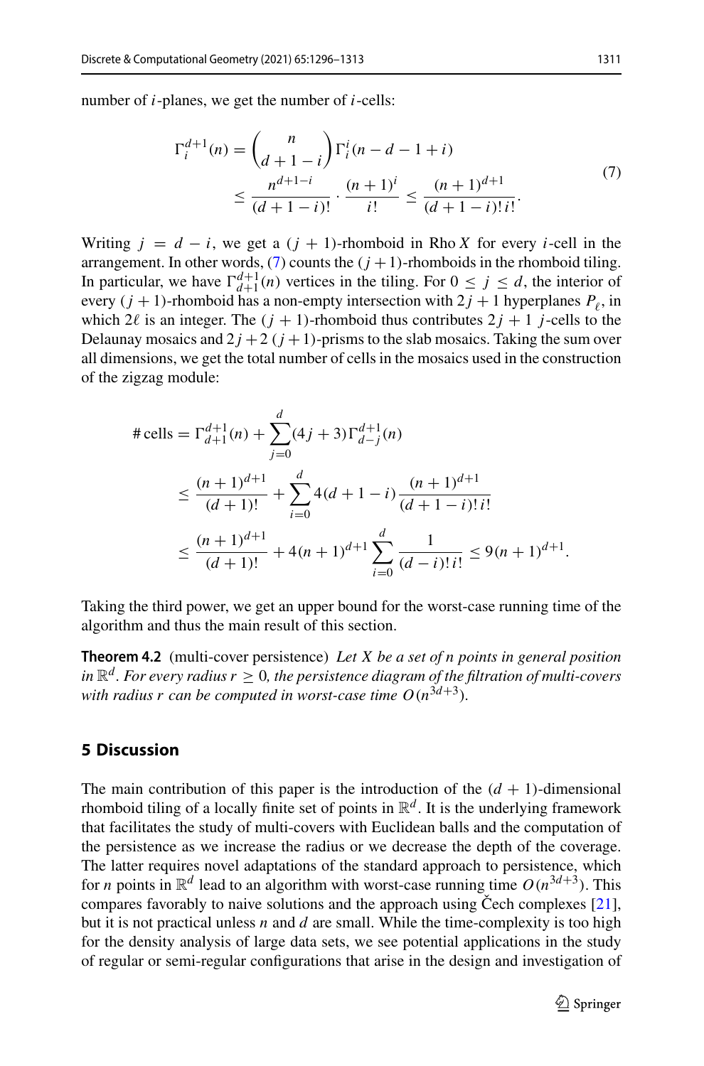number of $i$-planes, we get the number of $i$-cells:

$$
\begin{aligned}
\Gamma_i^{d+1}(n) &= \binom{n}{d+1-i}\Gamma_i^i(n-d-1+i) \\
&\le \frac{n^{d+1-i}}{(d+1-i)!}\cdot\frac{(n+1)^i}{i!} \le \frac{(n+1)^{d+1}}{(d+1-i)!\,i!}.
\end{aligned} \tag{7}
$$

Writing $j = d - i$, we get a $(j+1)$-rhomboid in $\operatorname{Rho} X$ for every $i$-cell in the arrangement. In other words, (7) counts the $(j+1)$-rhomboids in the rhomboid tiling. In particular, we have $\Gamma_{d+1}^{d+1}(n)$ vertices in the tiling. For $0 \le j \le d$, the interior of every $(j+1)$-rhomboid has a non-empty intersection with $2j+1$ hyperplanes $P_\ell$, in which $2\ell$ is an integer. The $(j+1)$-rhomboid thus contributes $2j+1$ $j$-cells to the Delaunay mosaics and $2j+2$ $(j+1)$-prisms to the slab mosaics. Taking the sum over all dimensions, we get the total number of cells in the mosaics used in the construction of the zigzag module:

$$
\begin{aligned}
\#\,\text{cells} &= \Gamma_{d+1}^{d+1}(n) + \sum_{j=0}^{d}(4j+3)\Gamma_{d-j}^{d+1}(n) \\
&\le \frac{(n+1)^{d+1}}{(d+1)!} + \sum_{i=0}^{d} 4(d+1-i)\frac{(n+1)^{d+1}}{(d+1-i)!\,i!} \\
&\le \frac{(n+1)^{d+1}}{(d+1)!} + 4(n+1)^{d+1}\sum_{i=0}^{d}\frac{1}{(d-i)!\,i!} \le 9(n+1)^{d+1}.
\end{aligned}
$$

Taking the third power, we get an upper bound for the worst-case running time of the algorithm and thus the main result of this section.

**Theorem 4.2** (multi-cover persistence) *Let $X$ be a set of $n$ points in general position in $\mathbb{R}^d$. For every radius $r \ge 0$, the persistence diagram of the filtration of multi-covers with radius $r$ can be computed in worst-case time $O(n^{3d+3})$.*

## 5 Discussion

The main contribution of this paper is the introduction of the $(d+1)$-dimensional rhomboid tiling of a locally finite set of points in $\mathbb{R}^d$. It is the underlying framework that facilitates the study of multi-covers with Euclidean balls and the computation of the persistence as we increase the radius or we decrease the depth of the coverage. The latter requires novel adaptations of the standard approach to persistence, which for $n$ points in $\mathbb{R}^d$ lead to an algorithm with worst-case running time $O(n^{3d+3})$. This compares favorably to naive solutions and the approach using Čech complexes [21], but it is not practical unless $n$ and $d$ are small. While the time-complexity is too high for the density analysis of large data sets, we see potential applications in the study of regular or semi-regular configurations that arise in the design and investigation of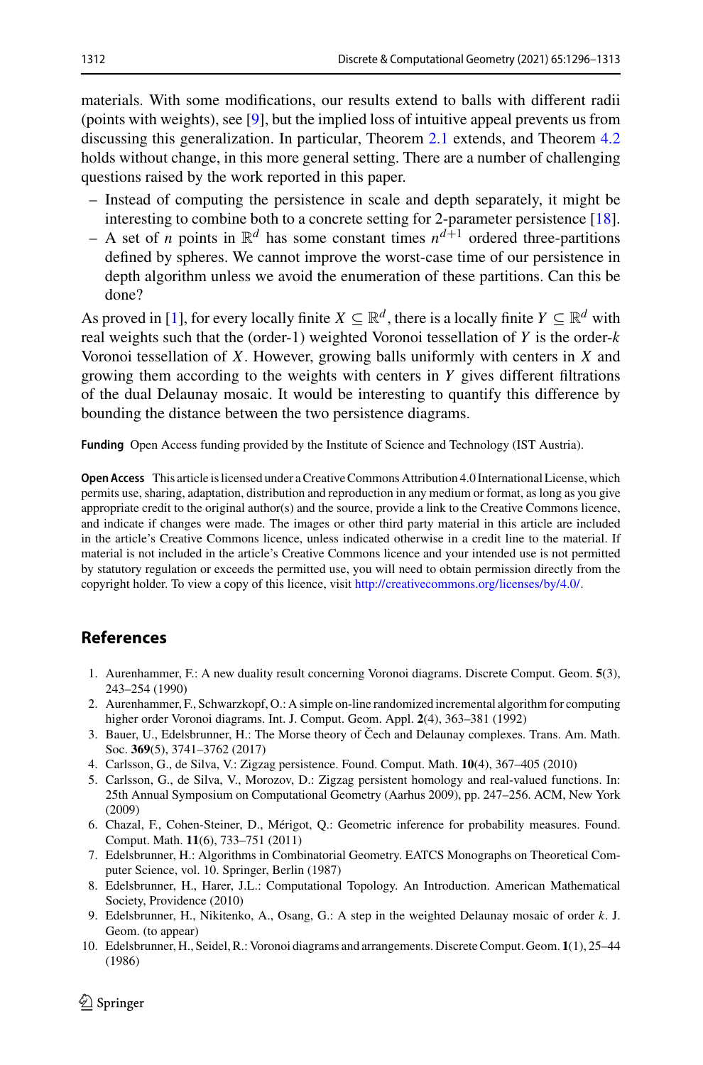materials. With some modifications, our results extend to balls with different radii (points with weights), see [9], but the implied loss of intuitive appeal prevents us from discussing this generalization. In particular, Theorem 2.1 extends, and Theorem 4.2 holds without change, in this more general setting. There are a number of challenging questions raised by the work reported in this paper.

- Instead of computing the persistence in scale and depth separately, it might be interesting to combine both to a concrete setting for 2-parameter persistence [18].
- A set of $n$ points in $\mathbb{R}^d$ has some constant times $n^{d+1}$ ordered three-partitions defined by spheres. We cannot improve the worst-case time of our persistence in depth algorithm unless we avoid the enumeration of these partitions. Can this be done?

As proved in [1], for every locally finite $X \subseteq \mathbb{R}^d$, there is a locally finite $Y \subseteq \mathbb{R}^d$ with real weights such that the (order-1) weighted Voronoi tessellation of $Y$ is the order-$k$ Voronoi tessellation of $X$. However, growing balls uniformly with centers in $X$ and growing them according to the weights with centers in $Y$ gives different filtrations of the dual Delaunay mosaic. It would be interesting to quantify this difference by bounding the distance between the two persistence diagrams.

**Funding** Open Access funding provided by the Institute of Science and Technology (IST Austria).

**Open Access** This article is licensed under a Creative Commons Attribution 4.0 International License, which permits use, sharing, adaptation, distribution and reproduction in any medium or format, as long as you give appropriate credit to the original author(s) and the source, provide a link to the Creative Commons licence, and indicate if changes were made. The images or other third party material in this article are included in the article's Creative Commons licence, unless indicated otherwise in a credit line to the material. If material is not included in the article's Creative Commons licence and your intended use is not permitted by statutory regulation or exceeds the permitted use, you will need to obtain permission directly from the copyright holder. To view a copy of this licence, visit http://creativecommons.org/licenses/by/4.0/.

## References

1. Aurenhammer, F.: A new duality result concerning Voronoi diagrams. Discrete Comput. Geom. **5**(3), 243–254 (1990)
2. Aurenhammer, F., Schwarzkopf, O.: A simple on-line randomized incremental algorithm for computing higher order Voronoi diagrams. Int. J. Comput. Geom. Appl. **2**(4), 363–381 (1992)
3. Bauer, U., Edelsbrunner, H.: The Morse theory of Čech and Delaunay complexes. Trans. Am. Math. Soc. **369**(5), 3741–3762 (2017)
4. Carlsson, G., de Silva, V.: Zigzag persistence. Found. Comput. Math. **10**(4), 367–405 (2010)
5. Carlsson, G., de Silva, V., Morozov, D.: Zigzag persistent homology and real-valued functions. In: 25th Annual Symposium on Computational Geometry (Aarhus 2009), pp. 247–256. ACM, New York (2009)
6. Chazal, F., Cohen-Steiner, D., Mérigot, Q.: Geometric inference for probability measures. Found. Comput. Math. **11**(6), 733–751 (2011)
7. Edelsbrunner, H.: Algorithms in Combinatorial Geometry. EATCS Monographs on Theoretical Computer Science, vol. 10. Springer, Berlin (1987)
8. Edelsbrunner, H., Harer, J.L.: Computational Topology. An Introduction. American Mathematical Society, Providence (2010)
9. Edelsbrunner, H., Nikitenko, A., Osang, G.: A step in the weighted Delaunay mosaic of order $k$. J. Geom. (to appear)
10. Edelsbrunner, H., Seidel, R.: Voronoi diagrams and arrangements. Discrete Comput. Geom. **1**(1), 25–44 (1986)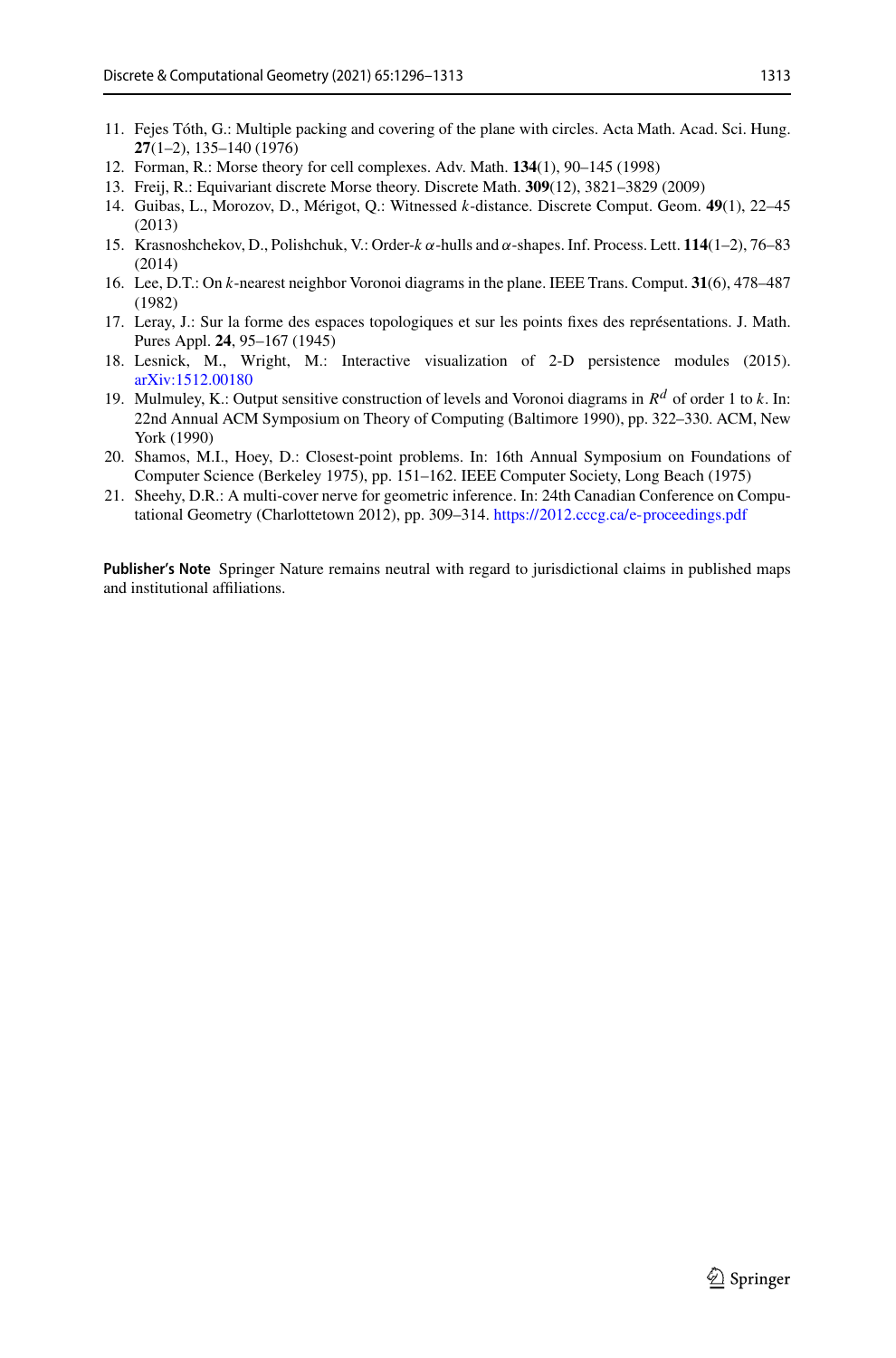11. Fejes Tóth, G.: Multiple packing and covering of the plane with circles. Acta Math. Acad. Sci. Hung. **27**(1–2), 135–140 (1976)
12. Forman, R.: Morse theory for cell complexes. Adv. Math. **134**(1), 90–145 (1998)
13. Freij, R.: Equivariant discrete Morse theory. Discrete Math. **309**(12), 3821–3829 (2009)
14. Guibas, L., Morozov, D., Mérigot, Q.: Witnessed $k$-distance. Discrete Comput. Geom. **49**(1), 22–45 (2013)
15. Krasnoshchekov, D., Polishchuk, V.: Order-$k$ $\alpha$-hulls and $\alpha$-shapes. Inf. Process. Lett. **114**(1–2), 76–83 (2014)
16. Lee, D.T.: On $k$-nearest neighbor Voronoi diagrams in the plane. IEEE Trans. Comput. **31**(6), 478–487 (1982)
17. Leray, J.: Sur la forme des espaces topologiques et sur les points fixes des représentations. J. Math. Pures Appl. **24**, 95–167 (1945)
18. Lesnick, M., Wright, M.: Interactive visualization of 2-D persistence modules (2015). arXiv:1512.00180
19. Mulmuley, K.: Output sensitive construction of levels and Voronoi diagrams in $R^d$ of order 1 to $k$. In: 22nd Annual ACM Symposium on Theory of Computing (Baltimore 1990), pp. 322–330. ACM, New York (1990)
20. Shamos, M.I., Hoey, D.: Closest-point problems. In: 16th Annual Symposium on Foundations of Computer Science (Berkeley 1975), pp. 151–162. IEEE Computer Society, Long Beach (1975)
21. Sheehy, D.R.: A multi-cover nerve for geometric inference. In: 24th Canadian Conference on Computational Geometry (Charlottetown 2012), pp. 309–314. https://2012.cccg.ca/e-proceedings.pdf

**Publisher's Note** Springer Nature remains neutral with regard to jurisdictional claims in published maps and institutional affiliations.